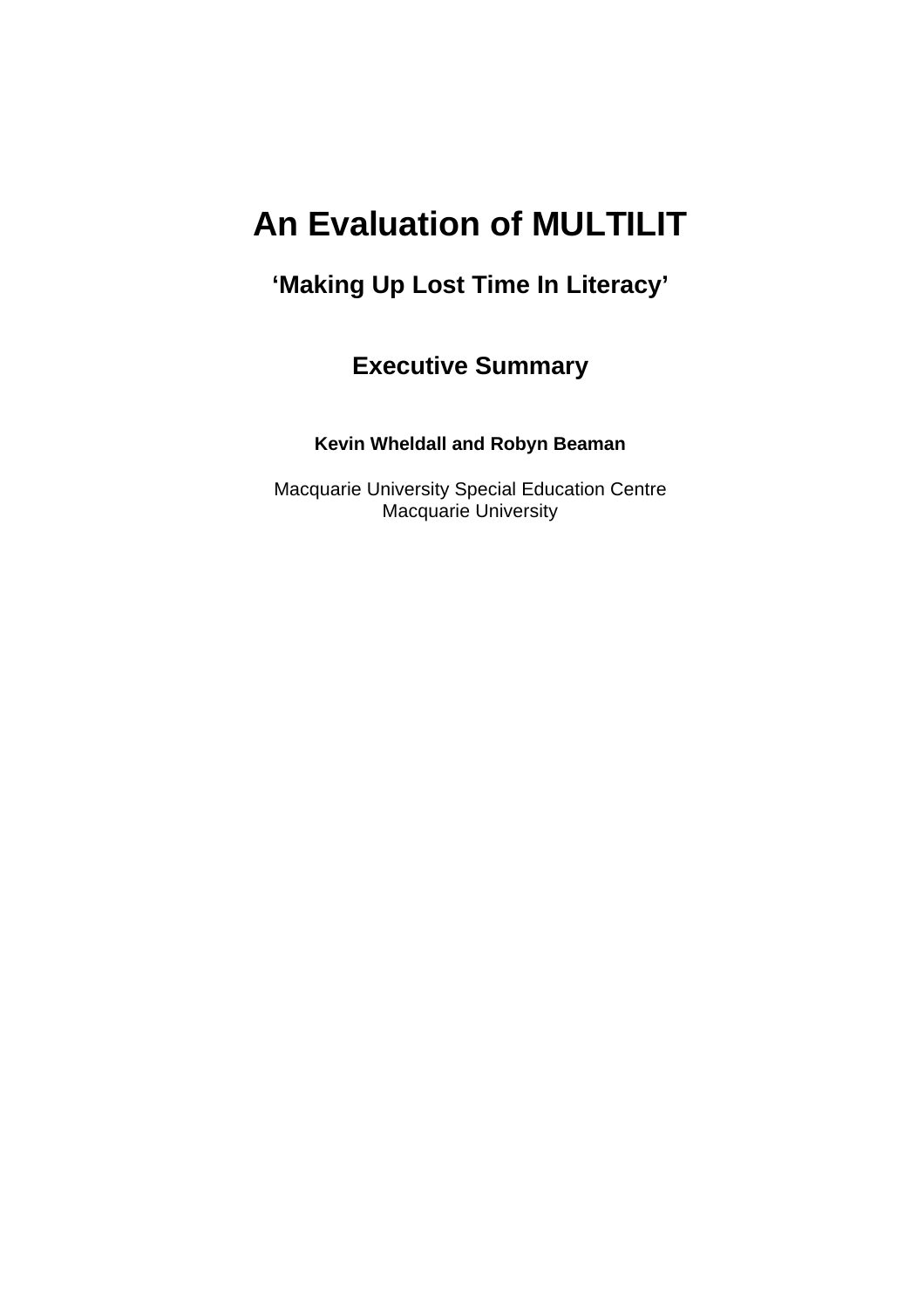# An Evaluation of MULTILIT

## ‘Making Up Lost Time In Literacy’

## Executive Summary

**Kevin Wheldall and Robyn Beaman**

Macquarie University Special Education Centre
Macquarie University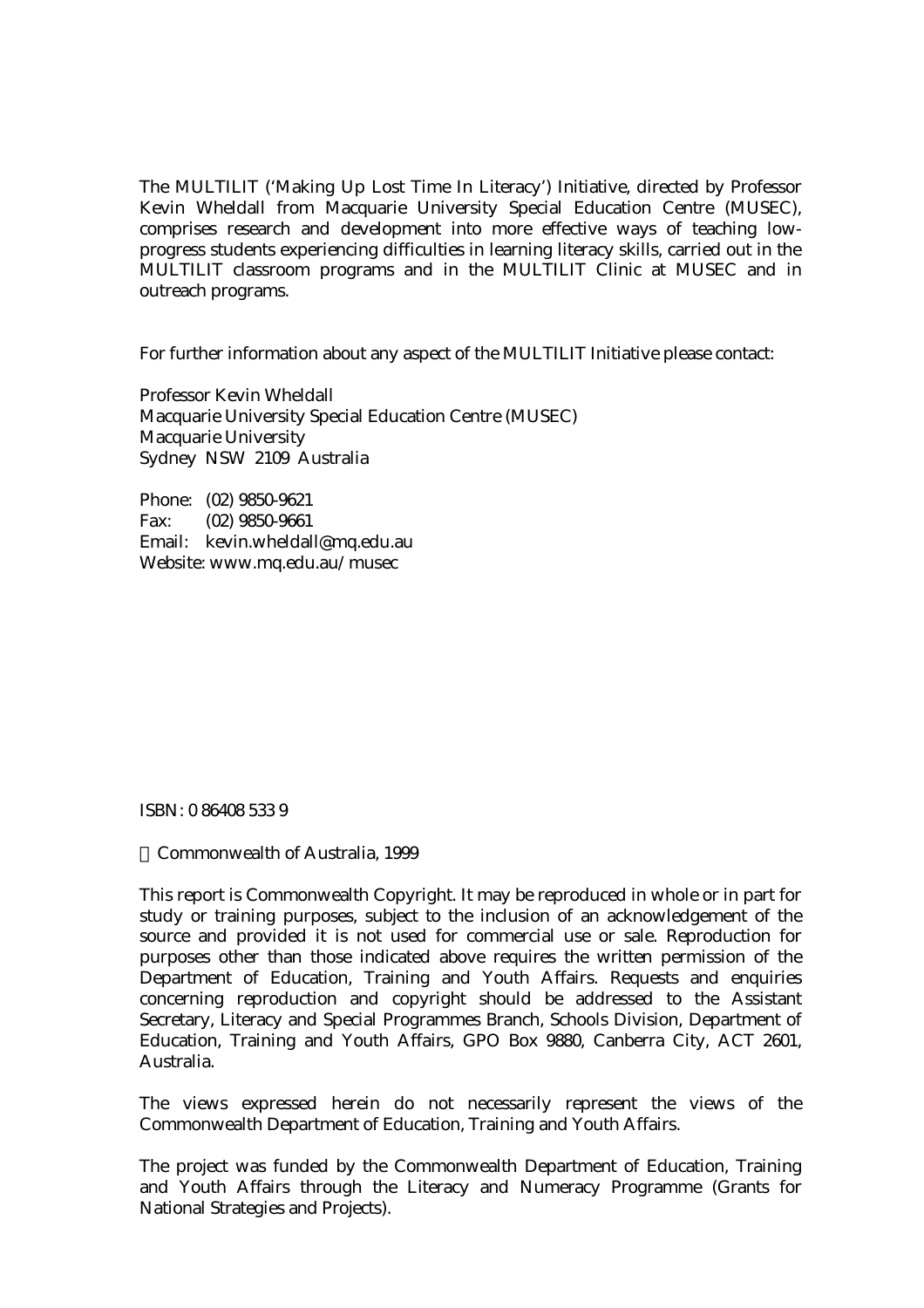The MULTILIT ('Making Up Lost Time In Literacy') Initiative, directed by Professor Kevin Wheldall from Macquarie University Special Education Centre (MUSEC), comprises research and development into more effective ways of teaching low-progress students experiencing difficulties in learning literacy skills, carried out in the MULTILIT classroom programs and in the MULTILIT Clinic at MUSEC and in outreach programs.

For further information about any aspect of the MULTILIT Initiative please contact:

Professor Kevin Wheldall
Macquarie University Special Education Centre (MUSEC)
Macquarie University
Sydney NSW 2109 Australia

Phone: (02) 9850-9621
Fax: (02) 9850-9661
Email: kevin.wheldall@mq.edu.au
Website: www.mq.edu.au/musec

ISBN: 0 86408 533 9

© Commonwealth of Australia, 1999

This report is Commonwealth Copyright. It may be reproduced in whole or in part for study or training purposes, subject to the inclusion of an acknowledgement of the source and provided it is not used for commercial use or sale. Reproduction for purposes other than those indicated above requires the written permission of the Department of Education, Training and Youth Affairs. Requests and enquiries concerning reproduction and copyright should be addressed to the Assistant Secretary, Literacy and Special Programmes Branch, Schools Division, Department of Education, Training and Youth Affairs, GPO Box 9880, Canberra City, ACT 2601, Australia.

The views expressed herein do not necessarily represent the views of the Commonwealth Department of Education, Training and Youth Affairs.

The project was funded by the Commonwealth Department of Education, Training and Youth Affairs through the Literacy and Numeracy Programme (Grants for National Strategies and Projects).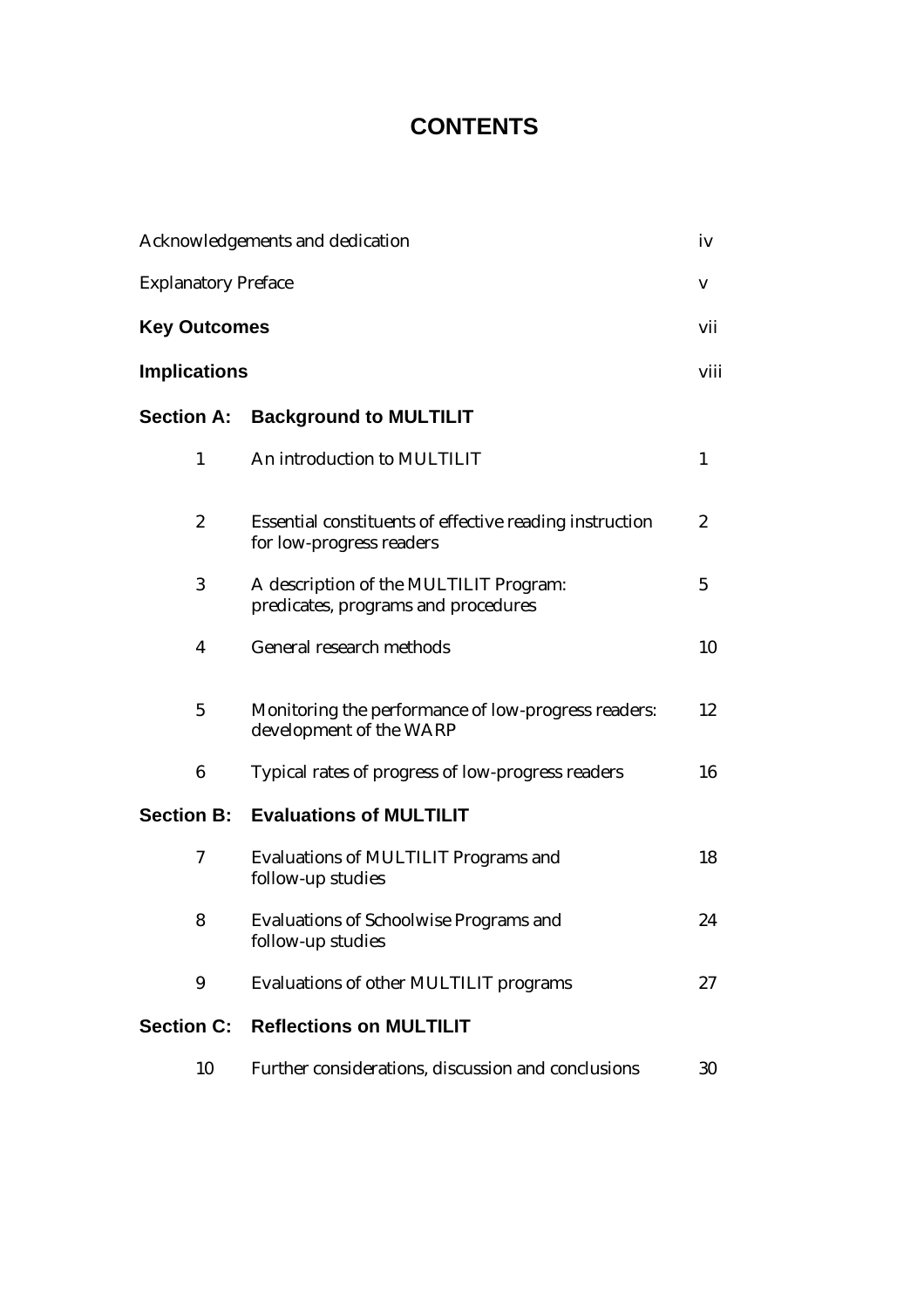# CONTENTS

| | | |
|---|---|---|
| Acknowledgements and dedication | | iv |
| Explanatory Preface | | v |
| **Key Outcomes** | | vii |
| **Implications** | | viii |
| **Section A:** | **Background to MULTILIT** | |
| 1 | An introduction to MULTILIT | 1 |
| 2 | Essential constituents of effective reading instruction for low-progress readers | 2 |
| 3 | A description of the MULTILIT Program: predicates, programs and procedures | 5 |
| 4 | General research methods | 10 |
| 5 | Monitoring the performance of low-progress readers: development of the WARP | 12 |
| 6 | Typical rates of progress of low-progress readers | 16 |
| **Section B:** | **Evaluations of MULTILIT** | |
| 7 | Evaluations of MULTILIT Programs and follow-up studies | 18 |
| 8 | Evaluations of Schoolwise Programs and follow-up studies | 24 |
| 9 | Evaluations of other MULTILIT programs | 27 |
| **Section C:** | **Reflections on MULTILIT** | |
| 10 | Further considerations, discussion and conclusions | 30 |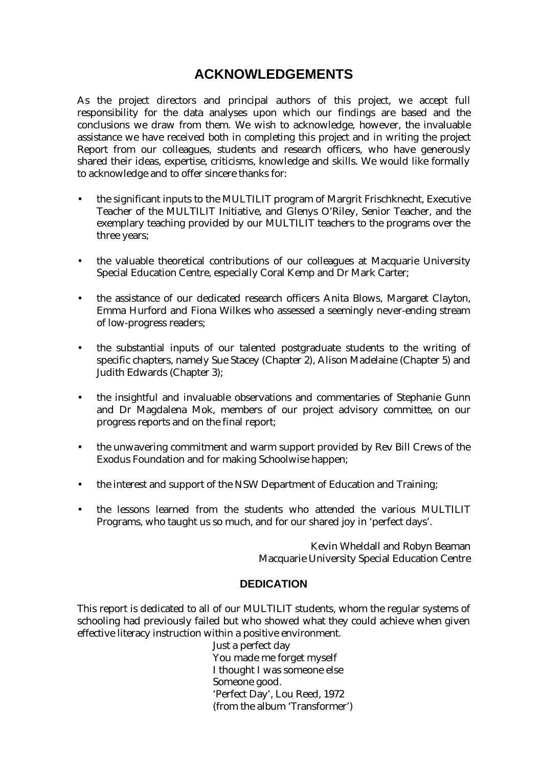# ACKNOWLEDGEMENTS

As the project directors and principal authors of this project, we accept full responsibility for the data analyses upon which our findings are based and the conclusions we draw from them. We wish to acknowledge, however, the invaluable assistance we have received both in completing this project and in writing the project Report from our colleagues, students and research officers, who have generously shared their ideas, expertise, criticisms, knowledge and skills. We would like formally to acknowledge and to offer sincere thanks for:

- the significant inputs to the MULTILIT program of Margrit Frischknecht, Executive Teacher of the MULTILIT Initiative, and Glenys O'Riley, Senior Teacher, and the exemplary teaching provided by our MULTILIT teachers to the programs over the three years;
- the valuable theoretical contributions of our colleagues at Macquarie University Special Education Centre, especially Coral Kemp and Dr Mark Carter;
- the assistance of our dedicated research officers Anita Blows, Margaret Clayton, Emma Hurford and Fiona Wilkes who assessed a seemingly never-ending stream of low-progress readers;
- the substantial inputs of our talented postgraduate students to the writing of specific chapters, namely Sue Stacey (Chapter 2), Alison Madelaine (Chapter 5) and Judith Edwards (Chapter 3);
- the insightful and invaluable observations and commentaries of Stephanie Gunn and Dr Magdalena Mok, members of our project advisory committee, on our progress reports and on the final report;
- the unwavering commitment and warm support provided by Rev Bill Crews of the Exodus Foundation and for making Schoolwise happen;
- the interest and support of the NSW Department of Education and Training;
- the lessons learned from the students who attended the various MULTILIT Programs, who taught us so much, and for our shared joy in 'perfect days'.

Kevin Wheldall and Robyn Beaman
Macquarie University Special Education Centre

## DEDICATION

This report is dedicated to all of our MULTILIT students, whom the regular systems of schooling had previously failed but who showed what they could achieve when given effective literacy instruction within a positive environment.

Just a perfect day
You made me forget myself
I thought I was someone else
Someone good.
'Perfect Day', Lou Reed, 1972
(from the album 'Transformer')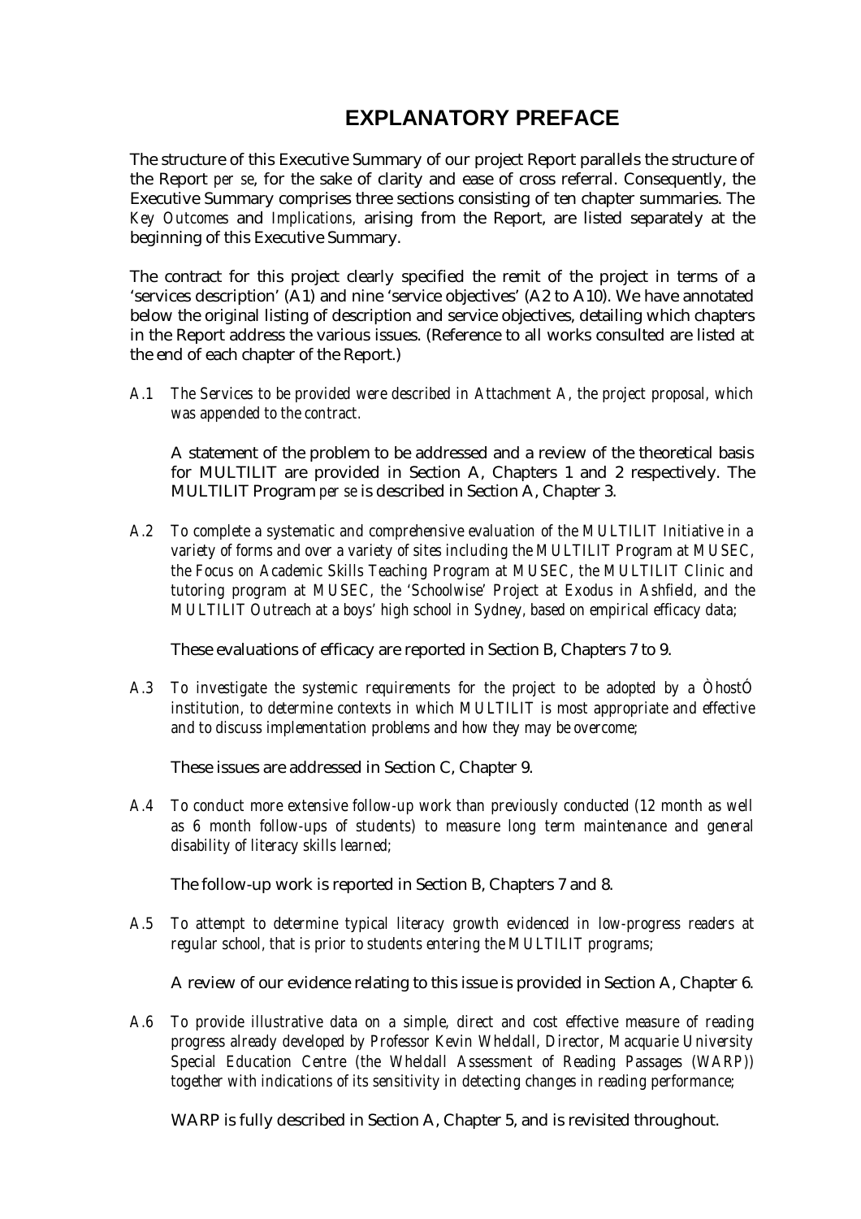# EXPLANATORY PREFACE

The structure of this Executive Summary of our project Report parallels the structure of the Report *per se*, for the sake of clarity and ease of cross referral. Consequently, the Executive Summary comprises three sections consisting of ten chapter summaries. The *Key Outcomes* and *Implications,* arising from the Report, are listed separately at the beginning of this Executive Summary.

The contract for this project clearly specified the remit of the project in terms of a 'services description' (A1) and nine 'service objectives' (A2 to A10). We have annotated below the original listing of description and service objectives, detailing which chapters in the Report address the various issues. (Reference to all works consulted are listed at the end of each chapter of the Report.)

*A.1 The Services to be provided were described in Attachment A, the project proposal, which was appended to the contract.*

A statement of the problem to be addressed and a review of the theoretical basis for MULTILIT are provided in Section A, Chapters 1 and 2 respectively. The MULTILIT Program *per se* is described in Section A, Chapter 3.

*A.2 To complete a systematic and comprehensive evaluation of the MULTILIT Initiative in a variety of forms and over a variety of sites including the MULTILIT Program at MUSEC, the Focus on Academic Skills Teaching Program at MUSEC, the MULTILIT Clinic and tutoring program at MUSEC, the 'Schoolwise' Project at Exodus in Ashfield, and the MULTILIT Outreach at a boys' high school in Sydney, based on empirical efficacy data;*

These evaluations of efficacy are reported in Section B, Chapters 7 to 9.

*A.3 To investigate the systemic requirements for the project to be adopted by a ÒhostÓ institution, to determine contexts in which MULTILIT is most appropriate and effective and to discuss implementation problems and how they may be overcome;*

These issues are addressed in Section C, Chapter 9.

*A.4 To conduct more extensive follow-up work than previously conducted (12 month as well as 6 month follow-ups of students) to measure long term maintenance and general disability of literacy skills learned;*

The follow-up work is reported in Section B, Chapters 7 and 8.

*A.5 To attempt to determine typical literacy growth evidenced in low-progress readers at regular school, that is prior to students entering the MULTILIT programs;*

A review of our evidence relating to this issue is provided in Section A, Chapter 6.

*A.6 To provide illustrative data on a simple, direct and cost effective measure of reading progress already developed by Professor Kevin Wheldall, Director, Macquarie University Special Education Centre (the Wheldall Assessment of Reading Passages (WARP)) together with indications of its sensitivity in detecting changes in reading performance;*

WARP is fully described in Section A, Chapter 5, and is revisited throughout.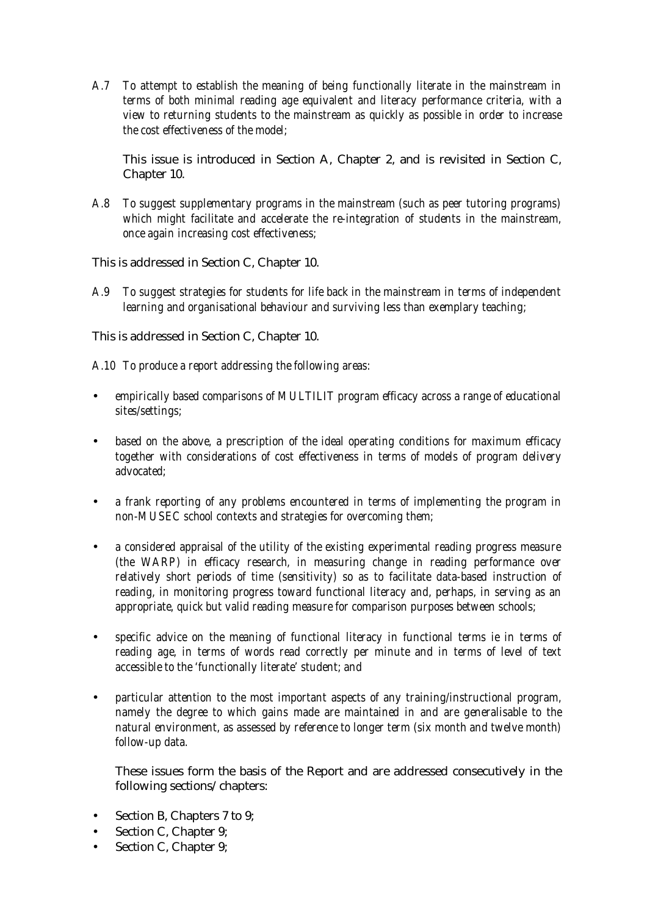A.7 *To attempt to establish the meaning of being functionally literate in the mainstream in terms of both minimal reading age equivalent and literacy performance criteria, with a view to returning students to the mainstream as quickly as possible in order to increase the cost effectiveness of the model;*

This issue is introduced in Section A, Chapter 2, and is revisited in Section C, Chapter 10.

A.8 *To suggest supplementary programs in the mainstream (such as peer tutoring programs) which might facilitate and accelerate the re-integration of students in the mainstream, once again increasing cost effectiveness;*

This is addressed in Section C, Chapter 10.

A.9 *To suggest strategies for students for life back in the mainstream in terms of independent learning and organisational behaviour and surviving less than exemplary teaching;*

This is addressed in Section C, Chapter 10.

A.10 *To produce a report addressing the following areas:*

- *empirically based comparisons of MULTILIT program efficacy across a range of educational sites/settings;*
- *based on the above, a prescription of the ideal operating conditions for maximum efficacy together with considerations of cost effectiveness in terms of models of program delivery advocated;*
- *a frank reporting of any problems encountered in terms of implementing the program in non-MUSEC school contexts and strategies for overcoming them;*
- *a considered appraisal of the utility of the existing experimental reading progress measure (the WARP) in efficacy research, in measuring change in reading performance over relatively short periods of time (sensitivity) so as to facilitate data-based instruction of reading, in monitoring progress toward functional literacy and, perhaps, in serving as an appropriate, quick but valid reading measure for comparison purposes between schools;*
- *specific advice on the meaning of functional literacy in functional terms ie in terms of reading age, in terms of words read correctly per minute and in terms of level of text accessible to the 'functionally literate' student; and*
- *particular attention to the most important aspects of any training/instructional program, namely the degree to which gains made are maintained in and are generalisable to the natural environment, as assessed by reference to longer term (six month and twelve month) follow-up data.*

These issues form the basis of the Report and are addressed consecutively in the following sections/chapters:

- Section B, Chapters 7 to 9;
- Section C, Chapter 9;
- Section C, Chapter 9;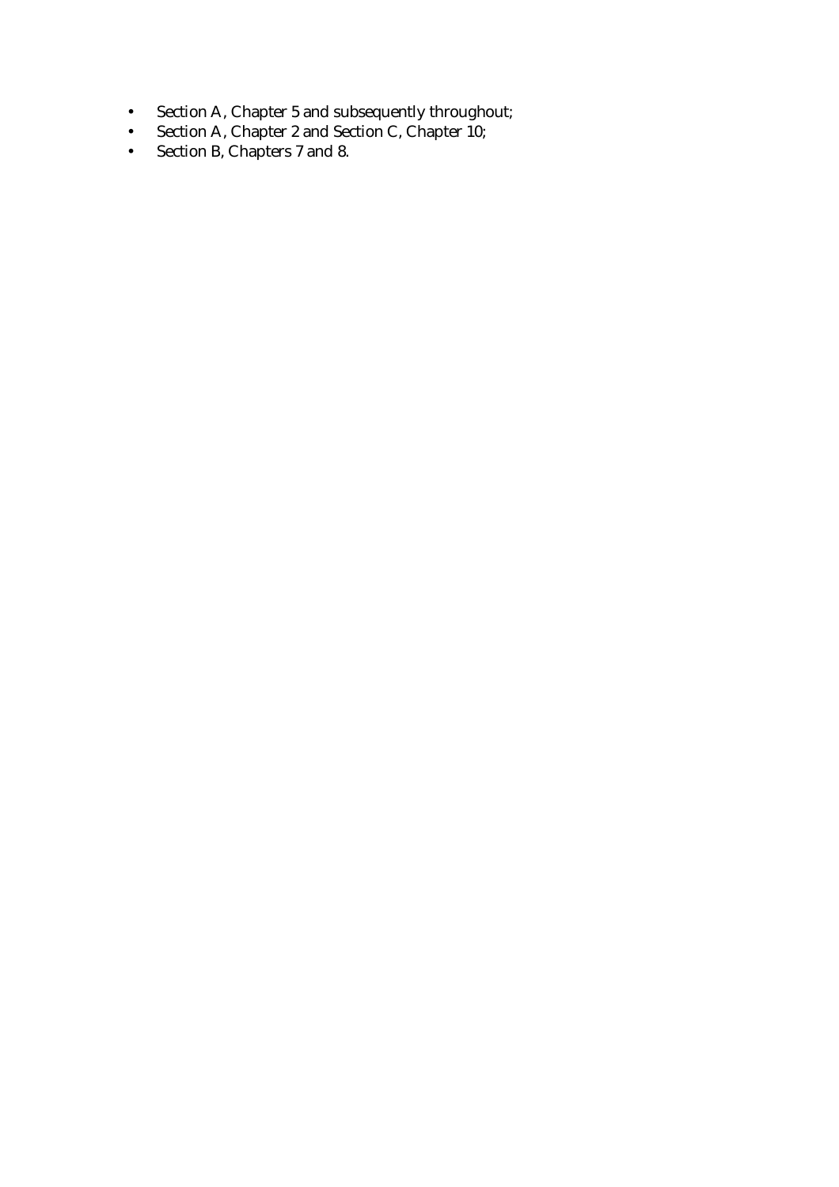- Section A, Chapter 5 and subsequently throughout;
- Section A, Chapter 2 and Section C, Chapter 10;
- Section B, Chapters 7 and 8.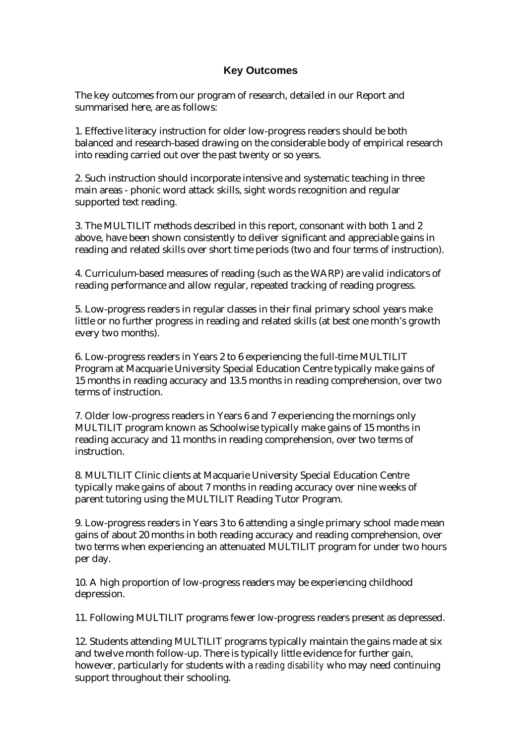## Key Outcomes

The key outcomes from our program of research, detailed in our Report and summarised here, are as follows:

1. Effective literacy instruction for older low-progress readers should be both balanced and research-based drawing on the considerable body of empirical research into reading carried out over the past twenty or so years.

2. Such instruction should incorporate intensive and systematic teaching in three main areas - phonic word attack skills, sight words recognition and regular supported text reading.

3. The MULTILIT methods described in this report, consonant with both 1 and 2 above, have been shown consistently to deliver significant and appreciable gains in reading and related skills over short time periods (two and four terms of instruction).

4. Curriculum-based measures of reading (such as the WARP) are valid indicators of reading performance and allow regular, repeated tracking of reading progress.

5. Low-progress readers in regular classes in their final primary school years make little or no further progress in reading and related skills (at best one month's growth every two months).

6. Low-progress readers in Years 2 to 6 experiencing the full-time MULTILIT Program at Macquarie University Special Education Centre typically make gains of 15 months in reading accuracy and 13.5 months in reading comprehension, over two terms of instruction.

7. Older low-progress readers in Years 6 and 7 experiencing the mornings only MULTILIT program known as Schoolwise typically make gains of 15 months in reading accuracy and 11 months in reading comprehension, over two terms of instruction.

8. MULTILIT Clinic clients at Macquarie University Special Education Centre typically make gains of about 7 months in reading accuracy over nine weeks of parent tutoring using the MULTILIT Reading Tutor Program.

9. Low-progress readers in Years 3 to 6 attending a single primary school made mean gains of about 20 months in both reading accuracy and reading comprehension, over two terms when experiencing an attenuated MULTILIT program for under two hours per day.

10. A high proportion of low-progress readers may be experiencing childhood depression.

11. Following MULTILIT programs fewer low-progress readers present as depressed.

12. Students attending MULTILIT programs typically maintain the gains made at six and twelve month follow-up. There is typically little evidence for further gain, however, particularly for students with a *reading disability* who may need continuing support throughout their schooling.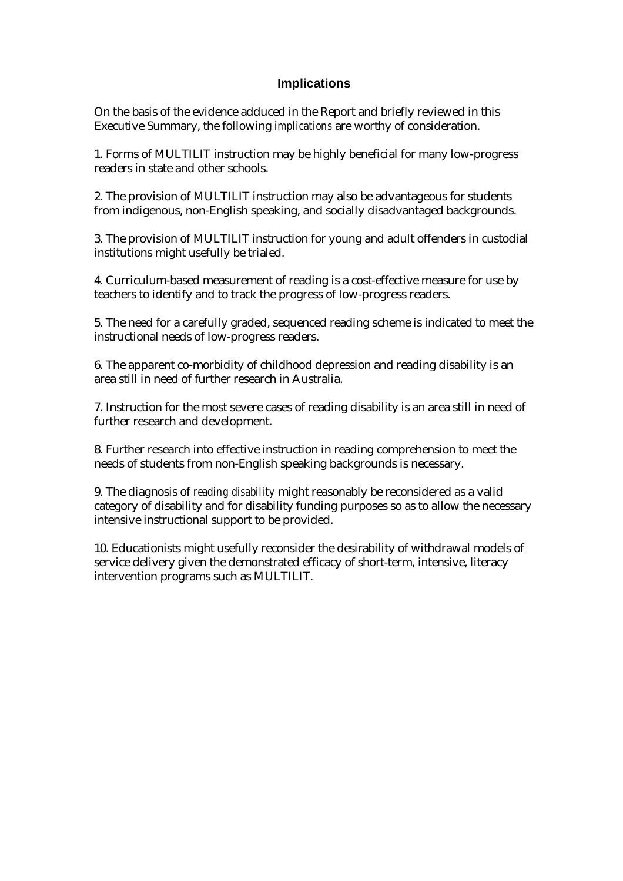## Implications

On the basis of the evidence adduced in the Report and briefly reviewed in this Executive Summary, the following *implications* are worthy of consideration.

1. Forms of MULTILIT instruction may be highly beneficial for many low-progress readers in state and other schools.

2. The provision of MULTILIT instruction may also be advantageous for students from indigenous, non-English speaking, and socially disadvantaged backgrounds.

3. The provision of MULTILIT instruction for young and adult offenders in custodial institutions might usefully be trialed.

4. Curriculum-based measurement of reading is a cost-effective measure for use by teachers to identify and to track the progress of low-progress readers.

5. The need for a carefully graded, sequenced reading scheme is indicated to meet the instructional needs of low-progress readers.

6. The apparent co-morbidity of childhood depression and reading disability is an area still in need of further research in Australia.

7. Instruction for the most severe cases of reading disability is an area still in need of further research and development.

8. Further research into effective instruction in reading comprehension to meet the needs of students from non-English speaking backgrounds is necessary.

9. The diagnosis of *reading disability* might reasonably be reconsidered as a valid category of disability and for disability funding purposes so as to allow the necessary intensive instructional support to be provided.

10. Educationists might usefully reconsider the desirability of withdrawal models of service delivery given the demonstrated efficacy of short-term, intensive, literacy intervention programs such as MULTILIT.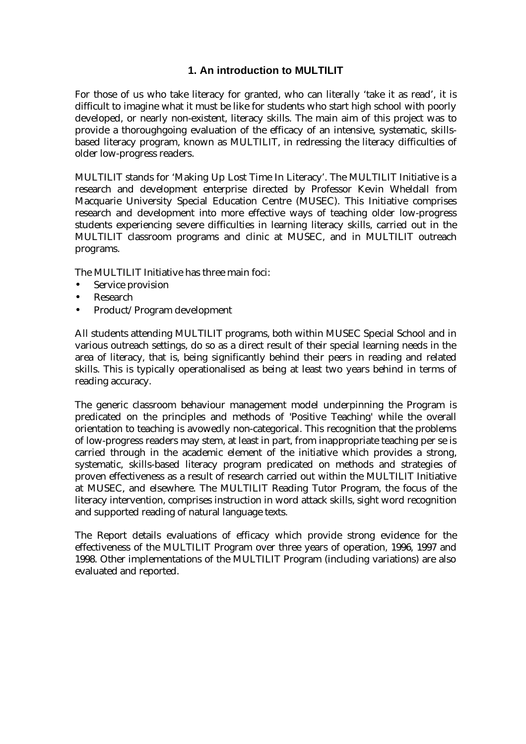# 1. An introduction to MULTILIT

For those of us who take literacy for granted, who can literally 'take it as read', it is difficult to imagine what it must be like for students who start high school with poorly developed, or nearly non-existent, literacy skills. The main aim of this project was to provide a thoroughgoing evaluation of the efficacy of an intensive, systematic, skills-based literacy program, known as MULTILIT, in redressing the literacy difficulties of older low-progress readers.

MULTILIT stands for 'Making Up Lost Time In Literacy'. The MULTILIT Initiative is a research and development enterprise directed by Professor Kevin Wheldall from Macquarie University Special Education Centre (MUSEC). This Initiative comprises research and development into more effective ways of teaching older low-progress students experiencing severe difficulties in learning literacy skills, carried out in the MULTILIT classroom programs and clinic at MUSEC, and in MULTILIT outreach programs.

The MULTILIT Initiative has three main foci:

- Service provision
- Research
- Product/Program development

All students attending MULTILIT programs, both within MUSEC Special School and in various outreach settings, do so as a direct result of their special learning needs in the area of literacy, that is, being significantly behind their peers in reading and related skills. This is typically operationalised as being at least two years behind in terms of reading accuracy.

The generic classroom behaviour management model underpinning the Program is predicated on the principles and methods of 'Positive Teaching' while the overall orientation to teaching is avowedly non-categorical. This recognition that the problems of low-progress readers may stem, at least in part, from inappropriate teaching per se is carried through in the academic element of the initiative which provides a strong, systematic, skills-based literacy program predicated on methods and strategies of proven effectiveness as a result of research carried out within the MULTILIT Initiative at MUSEC, and elsewhere. The MULTILIT Reading Tutor Program, the focus of the literacy intervention, comprises instruction in word attack skills, sight word recognition and supported reading of natural language texts.

The Report details evaluations of efficacy which provide strong evidence for the effectiveness of the MULTILIT Program over three years of operation, 1996, 1997 and 1998. Other implementations of the MULTILIT Program (including variations) are also evaluated and reported.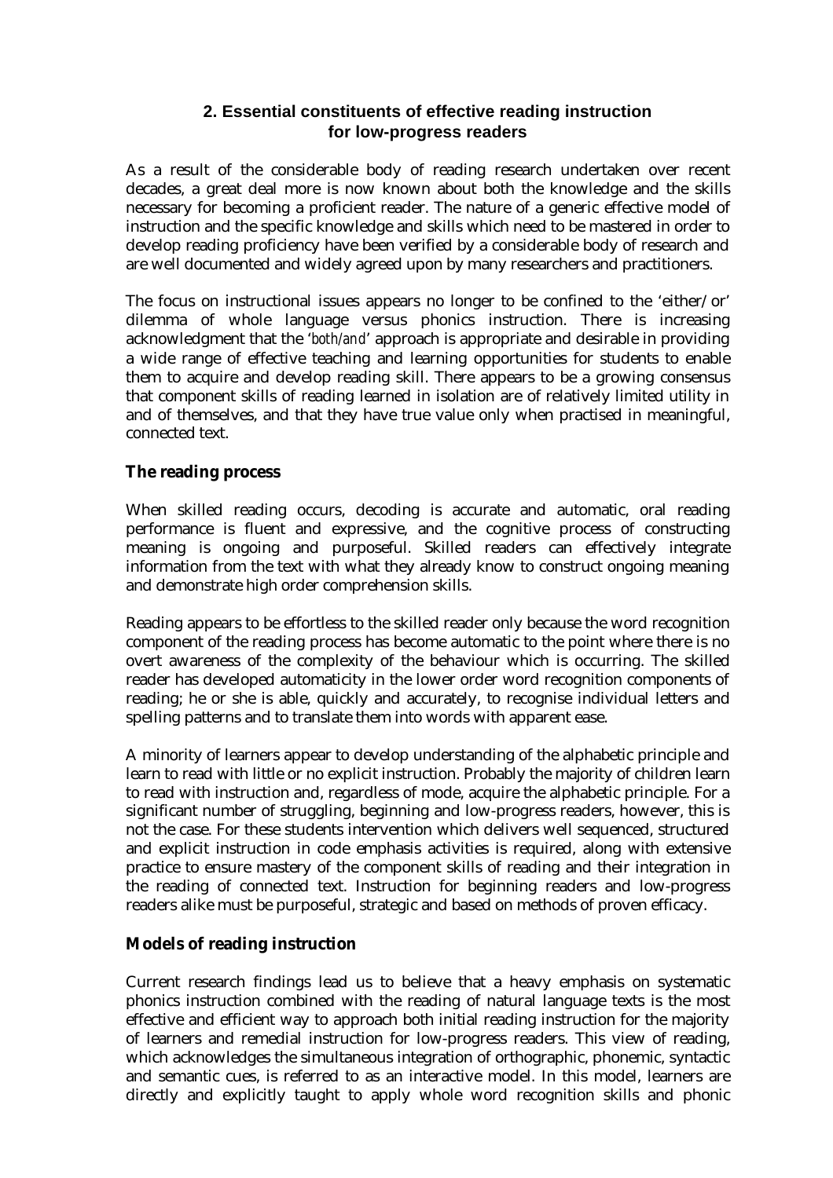## 2. Essential constituents of effective reading instruction for low-progress readers

As a result of the considerable body of reading research undertaken over recent decades, a great deal more is now known about both the knowledge and the skills necessary for becoming a proficient reader. The nature of a generic effective model of instruction and the specific knowledge and skills which need to be mastered in order to develop reading proficiency have been verified by a considerable body of research and are well documented and widely agreed upon by many researchers and practitioners.

The focus on instructional issues appears no longer to be confined to the 'either/or' dilemma of whole language versus phonics instruction. There is increasing acknowledgment that the '*both/and*' approach is appropriate and desirable in providing a wide range of effective teaching and learning opportunities for students to enable them to acquire and develop reading skill. There appears to be a growing consensus that component skills of reading learned in isolation are of relatively limited utility in and of themselves, and that they have true value only when practised in meaningful, connected text.

### The reading process

When skilled reading occurs, decoding is accurate and automatic, oral reading performance is fluent and expressive, and the cognitive process of constructing meaning is ongoing and purposeful. Skilled readers can effectively integrate information from the text with what they already know to construct ongoing meaning and demonstrate high order comprehension skills.

Reading appears to be effortless to the skilled reader only because the word recognition component of the reading process has become automatic to the point where there is no overt awareness of the complexity of the behaviour which is occurring. The skilled reader has developed automaticity in the lower order word recognition components of reading; he or she is able, quickly and accurately, to recognise individual letters and spelling patterns and to translate them into words with apparent ease.

A minority of learners appear to develop understanding of the alphabetic principle and learn to read with little or no explicit instruction. Probably the majority of children learn to read with instruction and, regardless of mode, acquire the alphabetic principle. For a significant number of struggling, beginning and low-progress readers, however, this is not the case. For these students intervention which delivers well sequenced, structured and explicit instruction in code emphasis activities is required, along with extensive practice to ensure mastery of the component skills of reading and their integration in the reading of connected text. Instruction for beginning readers and low-progress readers alike must be purposeful, strategic and based on methods of proven efficacy.

### Models of reading instruction

Current research findings lead us to believe that a heavy emphasis on systematic phonics instruction combined with the reading of natural language texts is the most effective and efficient way to approach both initial reading instruction for the majority of learners and remedial instruction for low-progress readers. This view of reading, which acknowledges the simultaneous integration of orthographic, phonemic, syntactic and semantic cues, is referred to as an interactive model. In this model, learners are directly and explicitly taught to apply whole word recognition skills and phonic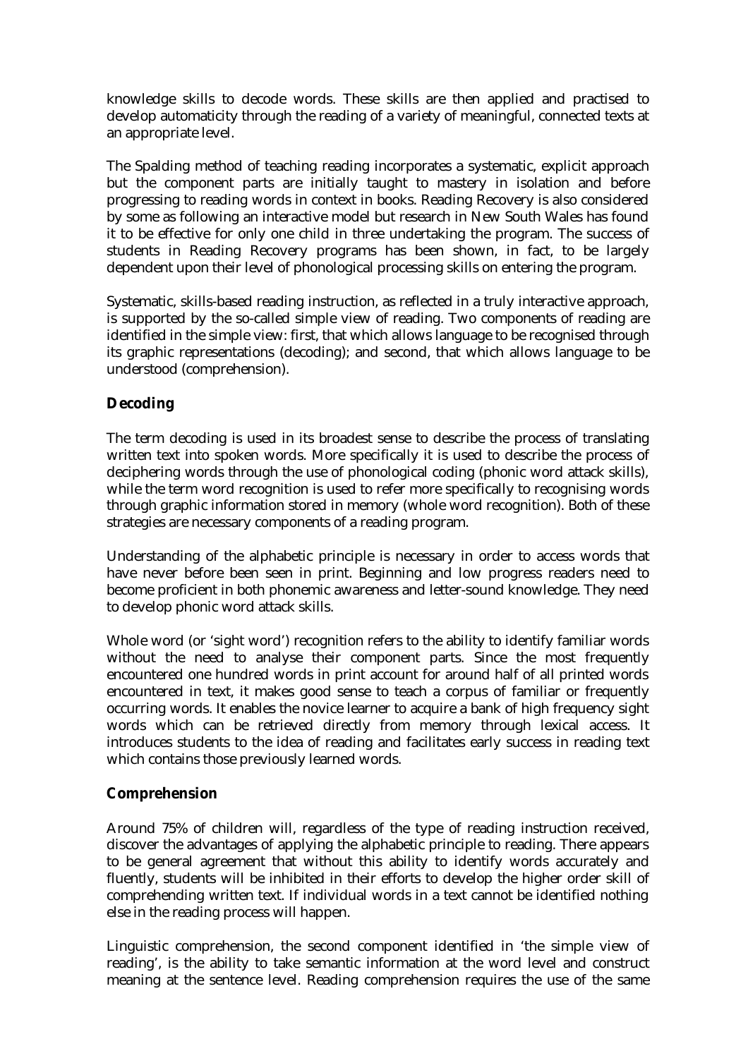knowledge skills to decode words. These skills are then applied and practised to develop automaticity through the reading of a variety of meaningful, connected texts at an appropriate level.

The Spalding method of teaching reading incorporates a systematic, explicit approach but the component parts are initially taught to mastery in isolation and before progressing to reading words in context in books. Reading Recovery is also considered by some as following an interactive model but research in New South Wales has found it to be effective for only one child in three undertaking the program. The success of students in Reading Recovery programs has been shown, in fact, to be largely dependent upon their level of phonological processing skills on entering the program.

Systematic, skills-based reading instruction, as reflected in a truly interactive approach, is supported by the so-called simple view of reading. Two components of reading are identified in the simple view: first, that which allows language to be recognised through its graphic representations (decoding); and second, that which allows language to be understood (comprehension).

## Decoding

The term decoding is used in its broadest sense to describe the process of translating written text into spoken words. More specifically it is used to describe the process of deciphering words through the use of phonological coding (phonic word attack skills), while the term word recognition is used to refer more specifically to recognising words through graphic information stored in memory (whole word recognition). Both of these strategies are necessary components of a reading program.

Understanding of the alphabetic principle is necessary in order to access words that have never before been seen in print. Beginning and low progress readers need to become proficient in both phonemic awareness and letter-sound knowledge. They need to develop phonic word attack skills.

Whole word (or 'sight word') recognition refers to the ability to identify familiar words without the need to analyse their component parts. Since the most frequently encountered one hundred words in print account for around half of all printed words encountered in text, it makes good sense to teach a corpus of familiar or frequently occurring words. It enables the novice learner to acquire a bank of high frequency sight words which can be retrieved directly from memory through lexical access. It introduces students to the idea of reading and facilitates early success in reading text which contains those previously learned words.

## Comprehension

Around 75% of children will, regardless of the type of reading instruction received, discover the advantages of applying the alphabetic principle to reading. There appears to be general agreement that without this ability to identify words accurately and fluently, students will be inhibited in their efforts to develop the higher order skill of comprehending written text. If individual words in a text cannot be identified nothing else in the reading process will happen.

Linguistic comprehension, the second component identified in 'the simple view of reading', is the ability to take semantic information at the word level and construct meaning at the sentence level. Reading comprehension requires the use of the same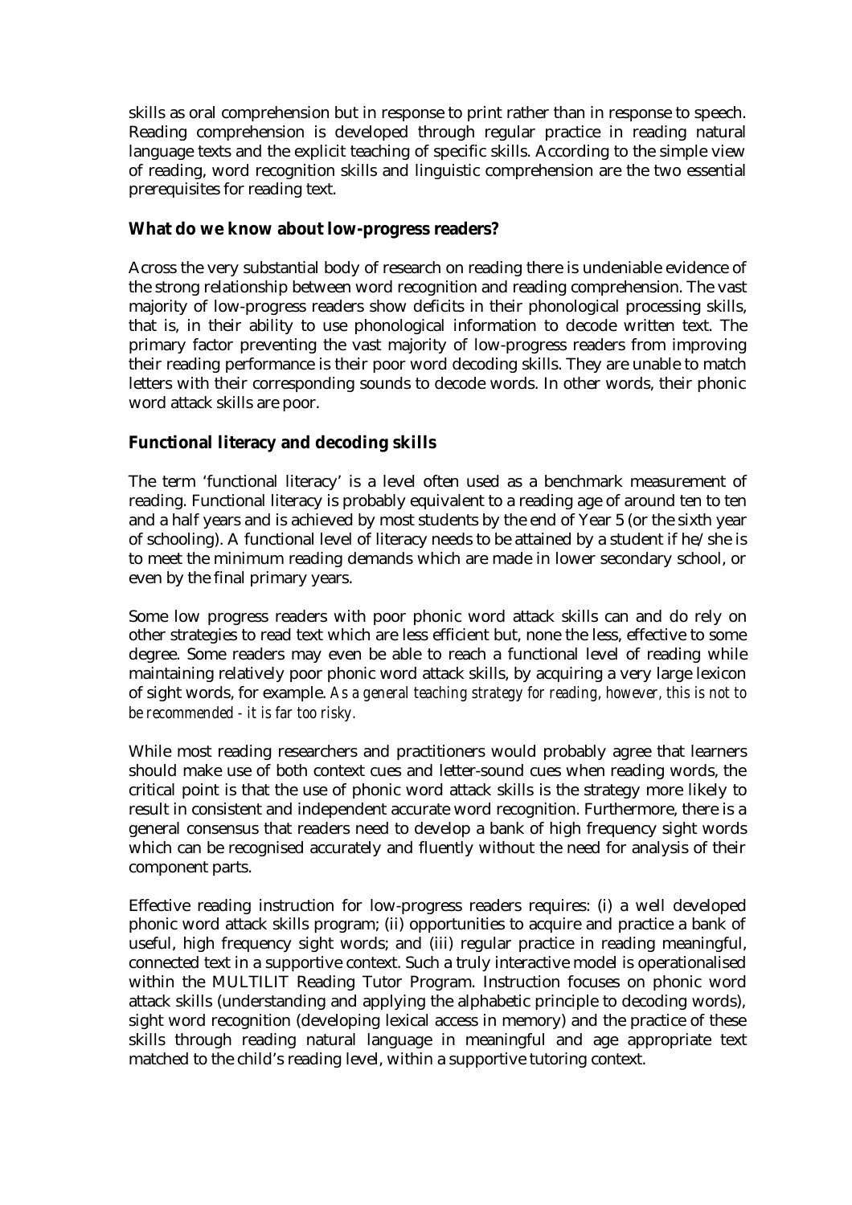skills as oral comprehension but in response to print rather than in response to speech. Reading comprehension is developed through regular practice in reading natural language texts and the explicit teaching of specific skills. According to the simple view of reading, word recognition skills and linguistic comprehension are the two essential prerequisites for reading text.

### What do we know about low-progress readers?

Across the very substantial body of research on reading there is undeniable evidence of the strong relationship between word recognition and reading comprehension. The vast majority of low-progress readers show deficits in their phonological processing skills, that is, in their ability to use phonological information to decode written text. The primary factor preventing the vast majority of low-progress readers from improving their reading performance is their poor word decoding skills. They are unable to match letters with their corresponding sounds to decode words. In other words, their phonic word attack skills are poor.

### Functional literacy and decoding skills

The term 'functional literacy' is a level often used as a benchmark measurement of reading. Functional literacy is probably equivalent to a reading age of around ten to ten and a half years and is achieved by most students by the end of Year 5 (or the sixth year of schooling). A functional level of literacy needs to be attained by a student if he/she is to meet the minimum reading demands which are made in lower secondary school, or even by the final primary years.

Some low progress readers with poor phonic word attack skills can and do rely on other strategies to read text which are less efficient but, none the less, effective to some degree. Some readers may even be able to reach a functional level of reading while maintaining relatively poor phonic word attack skills, by acquiring a very large lexicon of sight words, for example. *As a general teaching strategy for reading, however, this is not to be recommended - it is far too risky.*

While most reading researchers and practitioners would probably agree that learners should make use of both context cues and letter-sound cues when reading words, the critical point is that the use of phonic word attack skills is the strategy more likely to result in consistent and independent accurate word recognition. Furthermore, there is a general consensus that readers need to develop a bank of high frequency sight words which can be recognised accurately and fluently without the need for analysis of their component parts.

Effective reading instruction for low-progress readers requires: (i) a well developed phonic word attack skills program; (ii) opportunities to acquire and practice a bank of useful, high frequency sight words; and (iii) regular practice in reading meaningful, connected text in a supportive context. Such a truly interactive model is operationalised within the MULTILIT Reading Tutor Program. Instruction focuses on phonic word attack skills (understanding and applying the alphabetic principle to decoding words), sight word recognition (developing lexical access in memory) and the practice of these skills through reading natural language in meaningful and age appropriate text matched to the child's reading level, within a supportive tutoring context.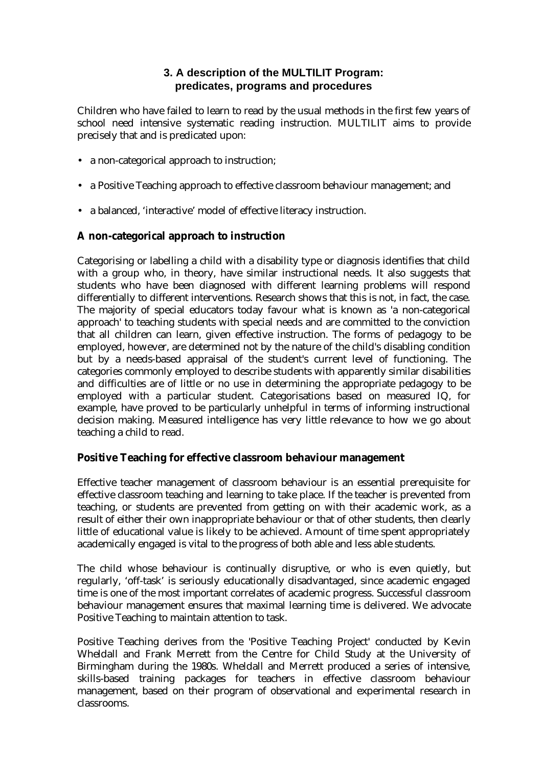## 3. A description of the MULTILIT Program: predicates, programs and procedures

Children who have failed to learn to read by the usual methods in the first few years of school need intensive systematic reading instruction. MULTILIT aims to provide precisely that and is predicated upon:

- a non-categorical approach to instruction;
- a Positive Teaching approach to effective classroom behaviour management; and
- a balanced, 'interactive' model of effective literacy instruction.

### A non-categorical approach to instruction

Categorising or labelling a child with a disability type or diagnosis identifies that child with a group who, in theory, have similar instructional needs. It also suggests that students who have been diagnosed with different learning problems will respond differentially to different interventions. Research shows that this is not, in fact, the case. The majority of special educators today favour what is known as 'a non-categorical approach' to teaching students with special needs and are committed to the conviction that all children can learn, given effective instruction. The forms of pedagogy to be employed, however, are determined not by the nature of the child's disabling condition but by a needs-based appraisal of the student's current level of functioning. The categories commonly employed to describe students with apparently similar disabilities and difficulties are of little or no use in determining the appropriate pedagogy to be employed with a particular student. Categorisations based on measured IQ, for example, have proved to be particularly unhelpful in terms of informing instructional decision making. Measured intelligence has very little relevance to how we go about teaching a child to read.

### Positive Teaching for effective classroom behaviour management

Effective teacher management of classroom behaviour is an essential prerequisite for effective classroom teaching and learning to take place. If the teacher is prevented from teaching, or students are prevented from getting on with their academic work, as a result of either their own inappropriate behaviour or that of other students, then clearly little of educational value is likely to be achieved. Amount of time spent appropriately academically engaged is vital to the progress of both able and less able students.

The child whose behaviour is continually disruptive, or who is even quietly, but regularly, 'off-task' is seriously educationally disadvantaged, since academic engaged time is one of the most important correlates of academic progress. Successful classroom behaviour management ensures that maximal learning time is delivered. We advocate Positive Teaching to maintain attention to task.

Positive Teaching derives from the 'Positive Teaching Project' conducted by Kevin Wheldall and Frank Merrett from the Centre for Child Study at the University of Birmingham during the 1980s. Wheldall and Merrett produced a series of intensive, skills-based training packages for teachers in effective classroom behaviour management, based on their program of observational and experimental research in classrooms.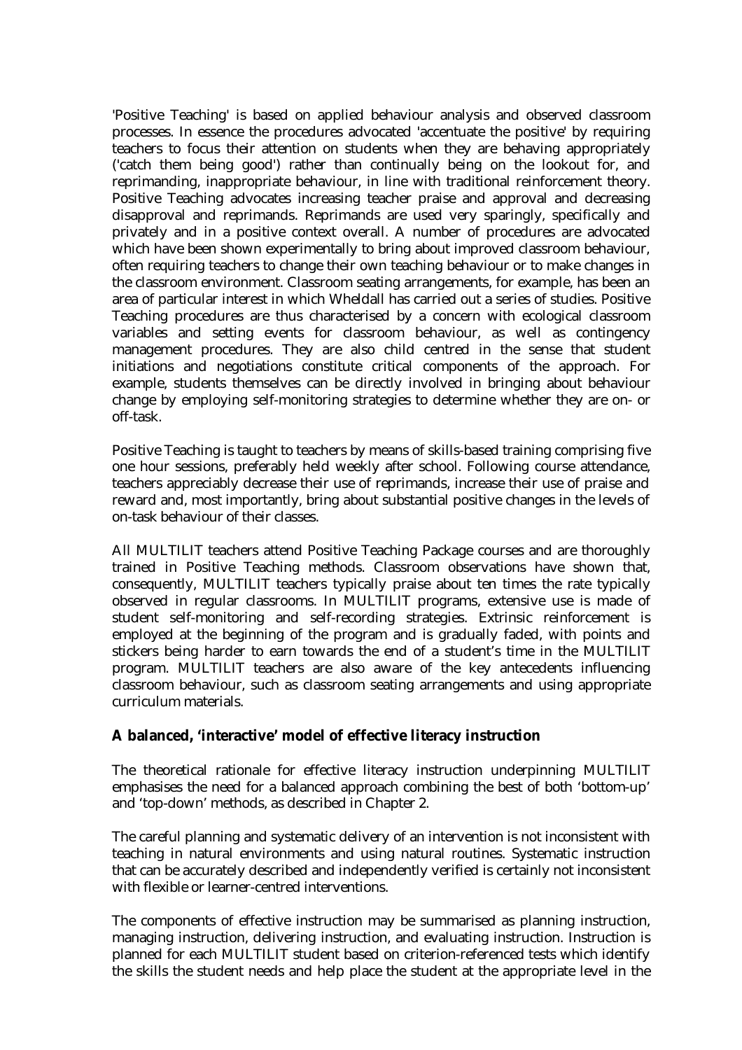'Positive Teaching' is based on applied behaviour analysis and observed classroom processes. In essence the procedures advocated 'accentuate the positive' by requiring teachers to focus their attention on students when they are behaving appropriately ('catch them being good') rather than continually being on the lookout for, and reprimanding, inappropriate behaviour, in line with traditional reinforcement theory. Positive Teaching advocates increasing teacher praise and approval and decreasing disapproval and reprimands. Reprimands are used very sparingly, specifically and privately and in a positive context overall. A number of procedures are advocated which have been shown experimentally to bring about improved classroom behaviour, often requiring teachers to change their own teaching behaviour or to make changes in the classroom environment. Classroom seating arrangements, for example, has been an area of particular interest in which Wheldall has carried out a series of studies. Positive Teaching procedures are thus characterised by a concern with ecological classroom variables and setting events for classroom behaviour, as well as contingency management procedures. They are also child centred in the sense that student initiations and negotiations constitute critical components of the approach. For example, students themselves can be directly involved in bringing about behaviour change by employing self-monitoring strategies to determine whether they are on- or off-task.

Positive Teaching is taught to teachers by means of skills-based training comprising five one hour sessions, preferably held weekly after school. Following course attendance, teachers appreciably decrease their use of reprimands, increase their use of praise and reward and, most importantly, bring about substantial positive changes in the levels of on-task behaviour of their classes.

All MULTILIT teachers attend Positive Teaching Package courses and are thoroughly trained in Positive Teaching methods. Classroom observations have shown that, consequently, MULTILIT teachers typically praise about ten times the rate typically observed in regular classrooms. In MULTILIT programs, extensive use is made of student self-monitoring and self-recording strategies. Extrinsic reinforcement is employed at the beginning of the program and is gradually faded, with points and stickers being harder to earn towards the end of a student's time in the MULTILIT program. MULTILIT teachers are also aware of the key antecedents influencing classroom behaviour, such as classroom seating arrangements and using appropriate curriculum materials.

**A balanced, 'interactive' model of effective literacy instruction**

The theoretical rationale for effective literacy instruction underpinning MULTILIT emphasises the need for a balanced approach combining the best of both 'bottom-up' and 'top-down' methods, as described in Chapter 2.

The careful planning and systematic delivery of an intervention is not inconsistent with teaching in natural environments and using natural routines. Systematic instruction that can be accurately described and independently verified is certainly not inconsistent with flexible or learner-centred interventions.

The components of effective instruction may be summarised as planning instruction, managing instruction, delivering instruction, and evaluating instruction. Instruction is planned for each MULTILIT student based on criterion-referenced tests which identify the skills the student needs and help place the student at the appropriate level in the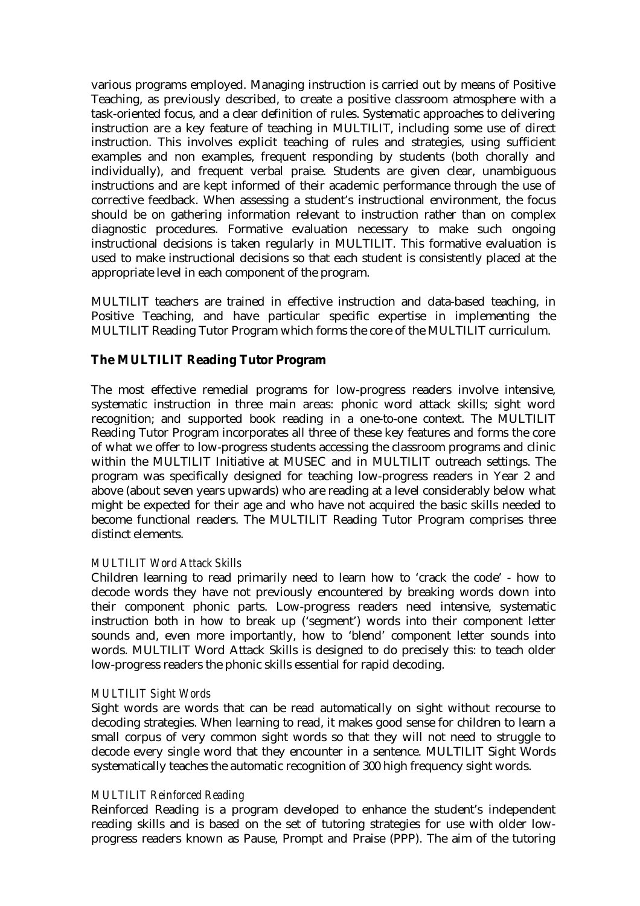various programs employed. Managing instruction is carried out by means of Positive Teaching, as previously described, to create a positive classroom atmosphere with a task-oriented focus, and a clear definition of rules. Systematic approaches to delivering instruction are a key feature of teaching in MULTILIT, including some use of direct instruction. This involves explicit teaching of rules and strategies, using sufficient examples and non examples, frequent responding by students (both chorally and individually), and frequent verbal praise. Students are given clear, unambiguous instructions and are kept informed of their academic performance through the use of corrective feedback. When assessing a student's instructional environment, the focus should be on gathering information relevant to instruction rather than on complex diagnostic procedures. Formative evaluation necessary to make such ongoing instructional decisions is taken regularly in MULTILIT. This formative evaluation is used to make instructional decisions so that each student is consistently placed at the appropriate level in each component of the program.

MULTILIT teachers are trained in effective instruction and data-based teaching, in Positive Teaching, and have particular specific expertise in implementing the MULTILIT Reading Tutor Program which forms the core of the MULTILIT curriculum.

## The MULTILIT Reading Tutor Program

The most effective remedial programs for low-progress readers involve intensive, systematic instruction in three main areas: phonic word attack skills; sight word recognition; and supported book reading in a one-to-one context. The MULTILIT Reading Tutor Program incorporates all three of these key features and forms the core of what we offer to low-progress students accessing the classroom programs and clinic within the MULTILIT Initiative at MUSEC and in MULTILIT outreach settings. The program was specifically designed for teaching low-progress readers in Year 2 and above (about seven years upwards) who are reading at a level considerably below what might be expected for their age and who have not acquired the basic skills needed to become functional readers. The MULTILIT Reading Tutor Program comprises three distinct elements.

### *MULTILIT Word Attack Skills*

Children learning to read primarily need to learn how to 'crack the code' - how to decode words they have not previously encountered by breaking words down into their component phonic parts. Low-progress readers need intensive, systematic instruction both in how to break up ('segment') words into their component letter sounds and, even more importantly, how to 'blend' component letter sounds into words. MULTILIT Word Attack Skills is designed to do precisely this: to teach older low-progress readers the phonic skills essential for rapid decoding.

### *MULTILIT Sight Words*

Sight words are words that can be read automatically on sight without recourse to decoding strategies. When learning to read, it makes good sense for children to learn a small corpus of very common sight words so that they will not need to struggle to decode every single word that they encounter in a sentence. MULTILIT Sight Words systematically teaches the automatic recognition of 300 high frequency sight words.

### *MULTILIT Reinforced Reading*

Reinforced Reading is a program developed to enhance the student's independent reading skills and is based on the set of tutoring strategies for use with older low-progress readers known as Pause, Prompt and Praise (PPP). The aim of the tutoring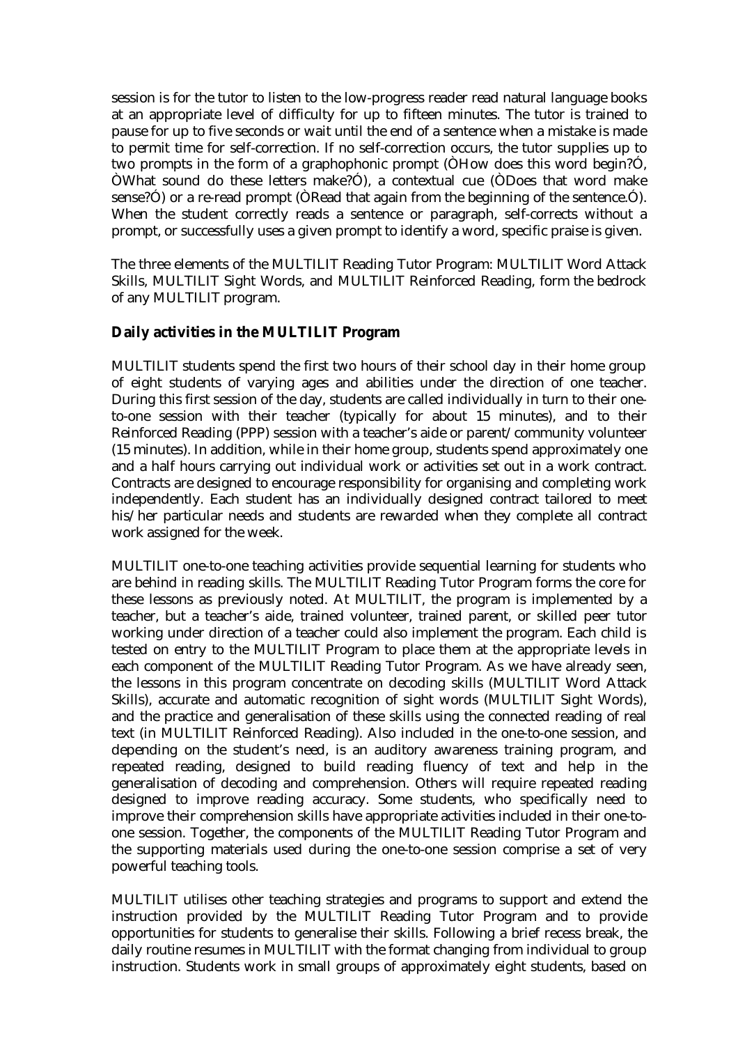session is for the tutor to listen to the low-progress reader read natural language books at an appropriate level of difficulty for up to fifteen minutes. The tutor is trained to pause for up to five seconds or wait until the end of a sentence when a mistake is made to permit time for self-correction. If no self-correction occurs, the tutor supplies up to two prompts in the form of a graphophonic prompt (ÒHow does this word begin?Ó, ÒWhat sound do these letters make?Ó), a contextual cue (ÒDoes that word make sense?Ó) or a re-read prompt (ÒRead that again from the beginning of the sentence.Ó). When the student correctly reads a sentence or paragraph, self-corrects without a prompt, or successfully uses a given prompt to identify a word, specific praise is given.

The three elements of the MULTILIT Reading Tutor Program: MULTILIT Word Attack Skills, MULTILIT Sight Words, and MULTILIT Reinforced Reading, form the bedrock of any MULTILIT program.

**Daily activities in the MULTILIT Program**

MULTILIT students spend the first two hours of their school day in their home group of eight students of varying ages and abilities under the direction of one teacher. During this first session of the day, students are called individually in turn to their one-to-one session with their teacher (typically for about 15 minutes), and to their Reinforced Reading (PPP) session with a teacher's aide or parent/community volunteer (15 minutes). In addition, while in their home group, students spend approximately one and a half hours carrying out individual work or activities set out in a work contract. Contracts are designed to encourage responsibility for organising and completing work independently. Each student has an individually designed contract tailored to meet his/her particular needs and students are rewarded when they complete all contract work assigned for the week.

MULTILIT one-to-one teaching activities provide sequential learning for students who are behind in reading skills. The MULTILIT Reading Tutor Program forms the core for these lessons as previously noted. At MULTILIT, the program is implemented by a teacher, but a teacher's aide, trained volunteer, trained parent, or skilled peer tutor working under direction of a teacher could also implement the program. Each child is tested on entry to the MULTILIT Program to place them at the appropriate levels in each component of the MULTILIT Reading Tutor Program. As we have already seen, the lessons in this program concentrate on decoding skills (MULTILIT Word Attack Skills), accurate and automatic recognition of sight words (MULTILIT Sight Words), and the practice and generalisation of these skills using the connected reading of real text (in MULTILIT Reinforced Reading). Also included in the one-to-one session, and depending on the student's need, is an auditory awareness training program, and repeated reading, designed to build reading fluency of text and help in the generalisation of decoding and comprehension. Others will require repeated reading designed to improve reading accuracy. Some students, who specifically need to improve their comprehension skills have appropriate activities included in their one-to-one session. Together, the components of the MULTILIT Reading Tutor Program and the supporting materials used during the one-to-one session comprise a set of very powerful teaching tools.

MULTILIT utilises other teaching strategies and programs to support and extend the instruction provided by the MULTILIT Reading Tutor Program and to provide opportunities for students to generalise their skills. Following a brief recess break, the daily routine resumes in MULTILIT with the format changing from individual to group instruction. Students work in small groups of approximately eight students, based on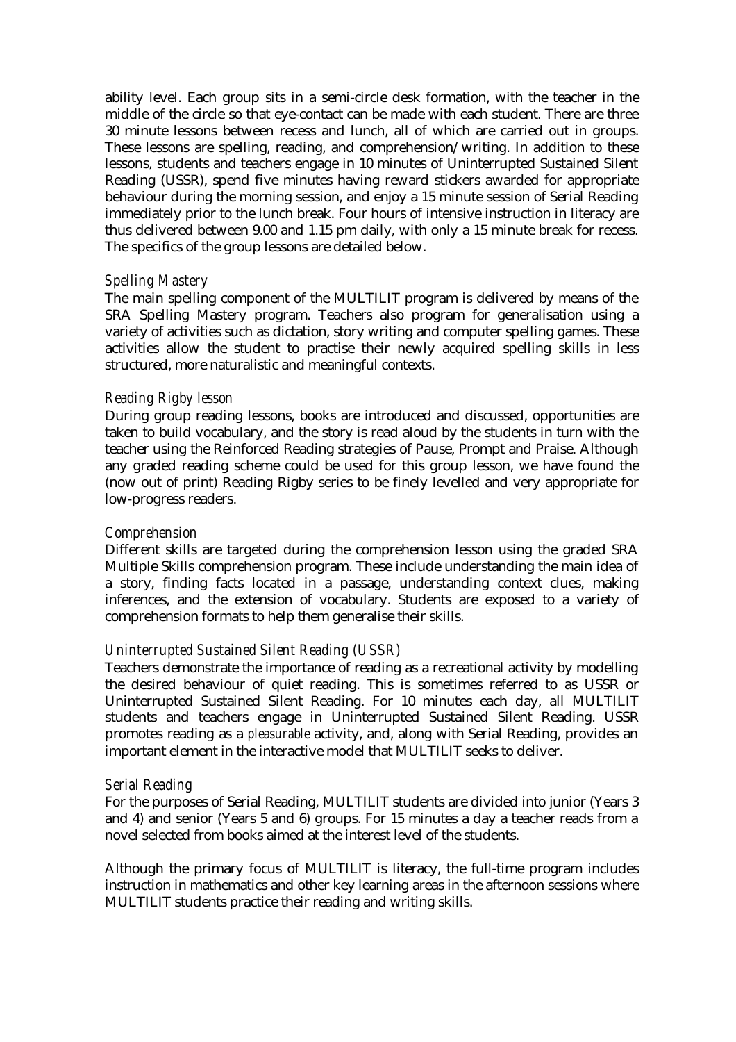ability level. Each group sits in a semi-circle desk formation, with the teacher in the middle of the circle so that eye-contact can be made with each student. There are three 30 minute lessons between recess and lunch, all of which are carried out in groups. These lessons are spelling, reading, and comprehension/writing. In addition to these lessons, students and teachers engage in 10 minutes of Uninterrupted Sustained Silent Reading (USSR), spend five minutes having reward stickers awarded for appropriate behaviour during the morning session, and enjoy a 15 minute session of Serial Reading immediately prior to the lunch break. Four hours of intensive instruction in literacy are thus delivered between 9.00 and 1.15 pm daily, with only a 15 minute break for recess. The specifics of the group lessons are detailed below.

*Spelling Mastery*

The main spelling component of the MULTILIT program is delivered by means of the SRA Spelling Mastery program. Teachers also program for generalisation using a variety of activities such as dictation, story writing and computer spelling games. These activities allow the student to practise their newly acquired spelling skills in less structured, more naturalistic and meaningful contexts.

*Reading Rigby lesson*

During group reading lessons, books are introduced and discussed, opportunities are taken to build vocabulary, and the story is read aloud by the students in turn with the teacher using the Reinforced Reading strategies of Pause, Prompt and Praise. Although any graded reading scheme could be used for this group lesson, we have found the (now out of print) Reading Rigby series to be finely levelled and very appropriate for low-progress readers.

*Comprehension*

Different skills are targeted during the comprehension lesson using the graded SRA Multiple Skills comprehension program. These include understanding the main idea of a story, finding facts located in a passage, understanding context clues, making inferences, and the extension of vocabulary. Students are exposed to a variety of comprehension formats to help them generalise their skills.

*Uninterrupted Sustained Silent Reading (USSR)*

Teachers demonstrate the importance of reading as a recreational activity by modelling the desired behaviour of quiet reading. This is sometimes referred to as USSR or Uninterrupted Sustained Silent Reading. For 10 minutes each day, all MULTILIT students and teachers engage in Uninterrupted Sustained Silent Reading. USSR promotes reading as a *pleasurable* activity, and, along with Serial Reading, provides an important element in the interactive model that MULTILIT seeks to deliver.

*Serial Reading*

For the purposes of Serial Reading, MULTILIT students are divided into junior (Years 3 and 4) and senior (Years 5 and 6) groups. For 15 minutes a day a teacher reads from a novel selected from books aimed at the interest level of the students.

Although the primary focus of MULTILIT is literacy, the full-time program includes instruction in mathematics and other key learning areas in the afternoon sessions where MULTILIT students practice their reading and writing skills.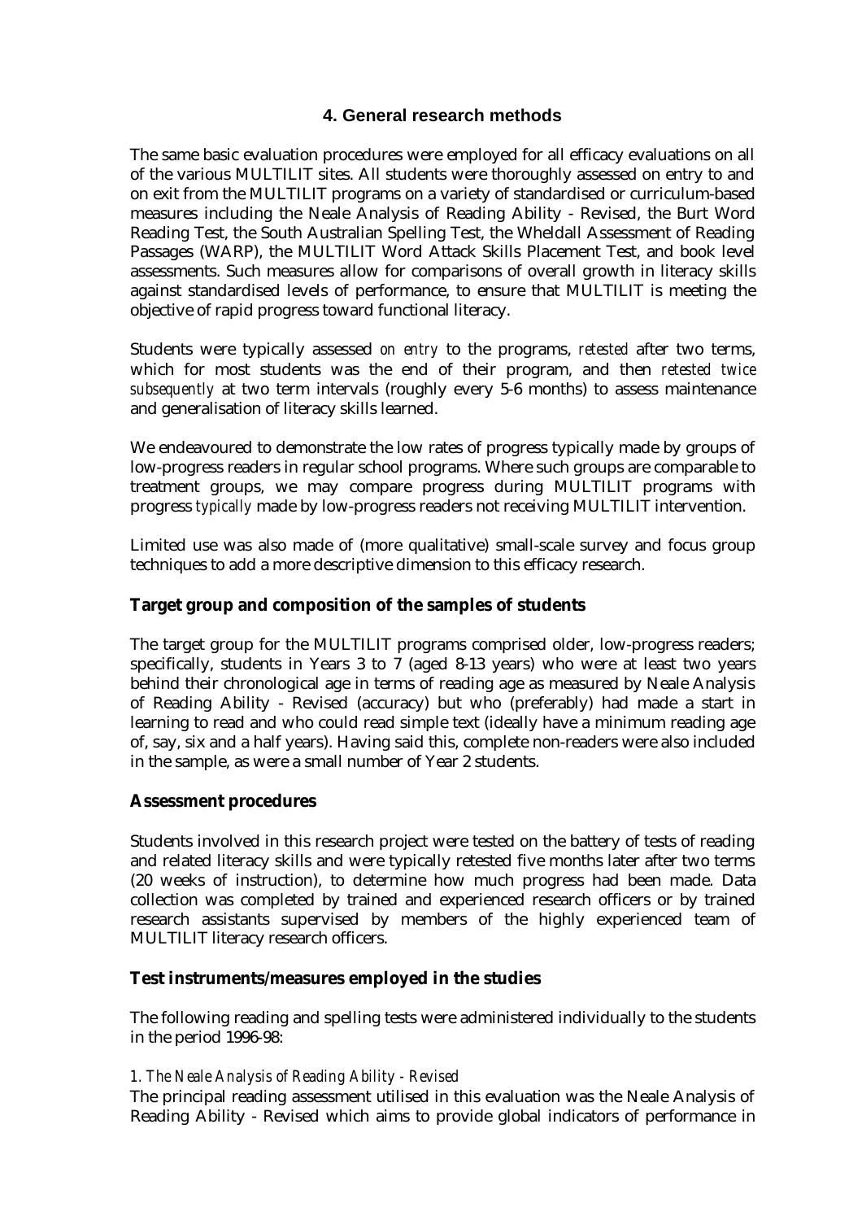## 4. General research methods

The same basic evaluation procedures were employed for all efficacy evaluations on all of the various MULTILIT sites. All students were thoroughly assessed on entry to and on exit from the MULTILIT programs on a variety of standardised or curriculum-based measures including the Neale Analysis of Reading Ability - Revised, the Burt Word Reading Test, the South Australian Spelling Test, the Wheldall Assessment of Reading Passages (WARP), the MULTILIT Word Attack Skills Placement Test, and book level assessments. Such measures allow for comparisons of overall growth in literacy skills against standardised levels of performance, to ensure that MULTILIT is meeting the objective of rapid progress toward functional literacy.

Students were typically assessed *on entry* to the programs, *retested* after two terms, which for most students was the end of their program, and then *retested twice subsequently* at two term intervals (roughly every 5-6 months) to assess maintenance and generalisation of literacy skills learned.

We endeavoured to demonstrate the low rates of progress typically made by groups of low-progress readers in regular school programs. Where such groups are comparable to treatment groups, we may compare progress during MULTILIT programs with progress *typically* made by low-progress readers not receiving MULTILIT intervention.

Limited use was also made of (more qualitative) small-scale survey and focus group techniques to add a more descriptive dimension to this efficacy research.

### Target group and composition of the samples of students

The target group for the MULTILIT programs comprised older, low-progress readers; specifically, students in Years 3 to 7 (aged 8-13 years) who were at least two years behind their chronological age in terms of reading age as measured by Neale Analysis of Reading Ability - Revised (accuracy) but who (preferably) had made a start in learning to read and who could read simple text (ideally have a minimum reading age of, say, six and a half years). Having said this, complete non-readers were also included in the sample, as were a small number of Year 2 students.

### Assessment procedures

Students involved in this research project were tested on the battery of tests of reading and related literacy skills and were typically retested five months later after two terms (20 weeks of instruction), to determine how much progress had been made. Data collection was completed by trained and experienced research officers or by trained research assistants supervised by members of the highly experienced team of MULTILIT literacy research officers.

### Test instruments/measures employed in the studies

The following reading and spelling tests were administered individually to the students in the period 1996-98:

*1. The Neale Analysis of Reading Ability - Revised*

The principal reading assessment utilised in this evaluation was the Neale Analysis of Reading Ability - Revised which aims to provide global indicators of performance in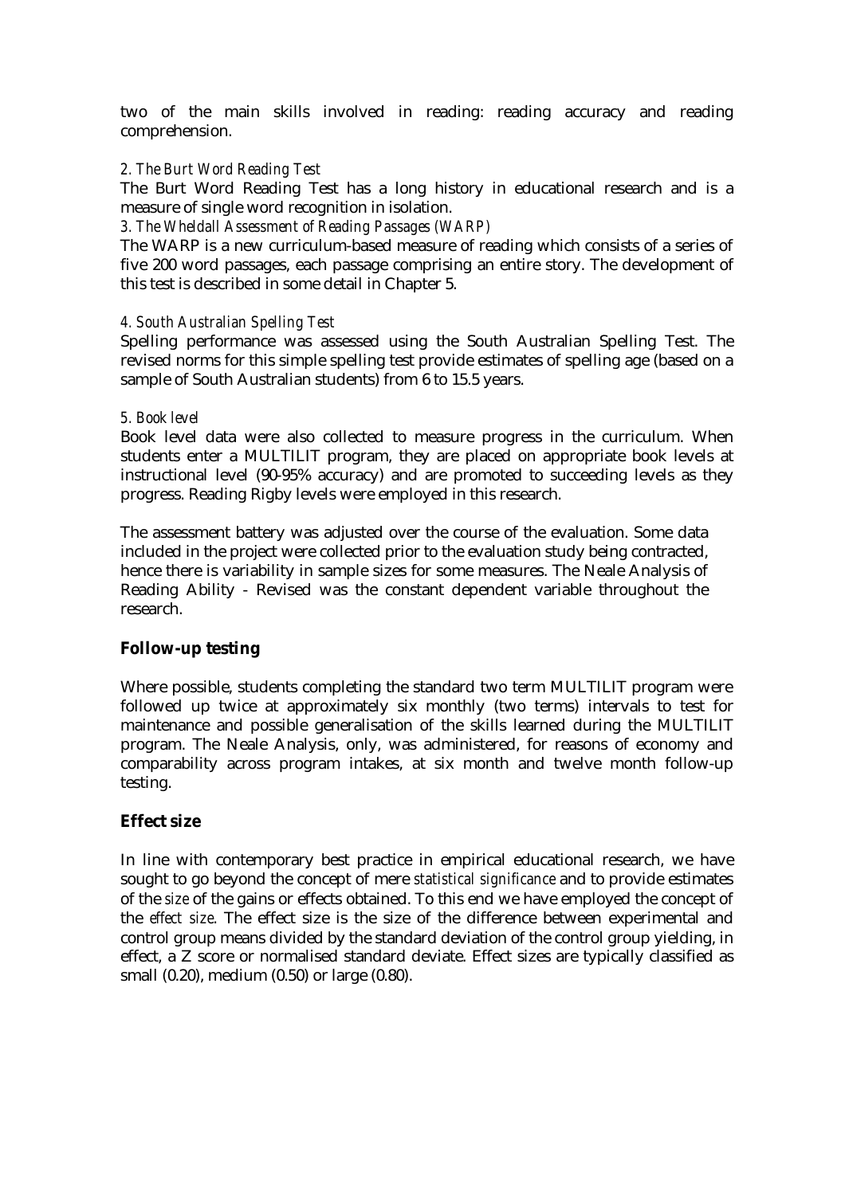two of the main skills involved in reading: reading accuracy and reading comprehension.

*2. The Burt Word Reading Test*

The Burt Word Reading Test has a long history in educational research and is a measure of single word recognition in isolation.

*3. The Wheldall Assessment of Reading Passages (WARP)*

The WARP is a new curriculum-based measure of reading which consists of a series of five 200 word passages, each passage comprising an entire story. The development of this test is described in some detail in Chapter 5.

*4. South Australian Spelling Test*

Spelling performance was assessed using the South Australian Spelling Test. The revised norms for this simple spelling test provide estimates of spelling age (based on a sample of South Australian students) from 6 to 15.5 years.

*5. Book level*

Book level data were also collected to measure progress in the curriculum. When students enter a MULTILIT program, they are placed on appropriate book levels at instructional level (90-95% accuracy) and are promoted to succeeding levels as they progress. Reading Rigby levels were employed in this research.

The assessment battery was adjusted over the course of the evaluation. Some data included in the project were collected prior to the evaluation study being contracted, hence there is variability in sample sizes for some measures. The Neale Analysis of Reading Ability - Revised was the constant dependent variable throughout the research.

## Follow-up testing

Where possible, students completing the standard two term MULTILIT program were followed up twice at approximately six monthly (two terms) intervals to test for maintenance and possible generalisation of the skills learned during the MULTILIT program. The Neale Analysis, only, was administered, for reasons of economy and comparability across program intakes, at six month and twelve month follow-up testing.

## Effect size

In line with contemporary best practice in empirical educational research, we have sought to go beyond the concept of mere *statistical significance* and to provide estimates of the *size* of the gains or effects obtained. To this end we have employed the concept of the *effect size*. The effect size is the size of the difference between experimental and control group means divided by the standard deviation of the control group yielding, in effect, a Z score or normalised standard deviate. Effect sizes are typically classified as small (0.20), medium (0.50) or large (0.80).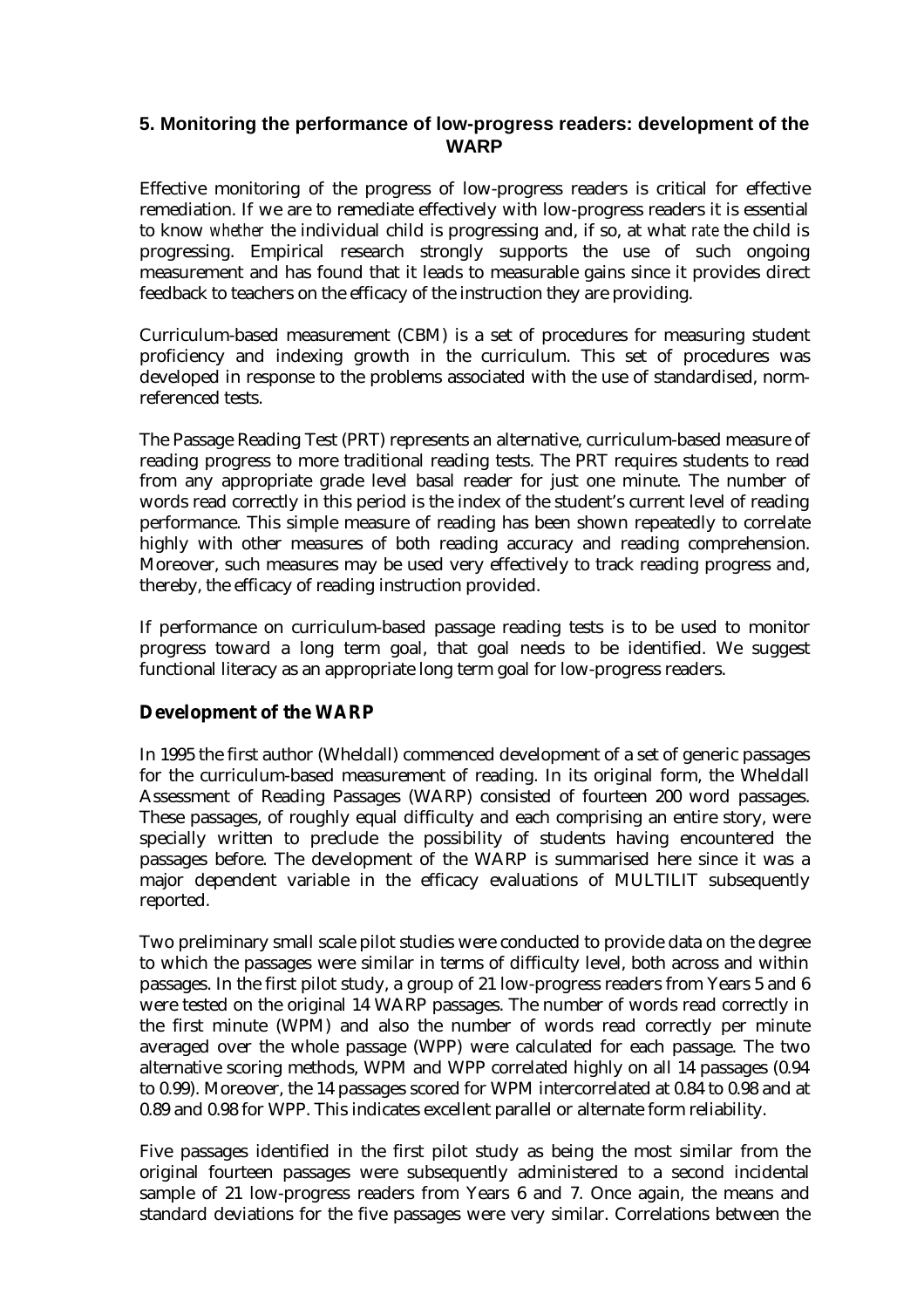## 5. Monitoring the performance of low-progress readers: development of the WARP

Effective monitoring of the progress of low-progress readers is critical for effective remediation. If we are to remediate effectively with low-progress readers it is essential to know *whether* the individual child is progressing and, if so, at what *rate* the child is progressing. Empirical research strongly supports the use of such ongoing measurement and has found that it leads to measurable gains since it provides direct feedback to teachers on the efficacy of the instruction they are providing.

Curriculum-based measurement (CBM) is a set of procedures for measuring student proficiency and indexing growth in the curriculum. This set of procedures was developed in response to the problems associated with the use of standardised, norm-referenced tests.

The Passage Reading Test (PRT) represents an alternative, curriculum-based measure of reading progress to more traditional reading tests. The PRT requires students to read from any appropriate grade level basal reader for just one minute. The number of words read correctly in this period is the index of the student's current level of reading performance. This simple measure of reading has been shown repeatedly to correlate highly with other measures of both reading accuracy and reading comprehension. Moreover, such measures may be used very effectively to track reading progress and, thereby, the efficacy of reading instruction provided.

If performance on curriculum-based passage reading tests is to be used to monitor progress toward a long term goal, that goal needs to be identified. We suggest functional literacy as an appropriate long term goal for low-progress readers.

### Development of the WARP

In 1995 the first author (Wheldall) commenced development of a set of generic passages for the curriculum-based measurement of reading. In its original form, the Wheldall Assessment of Reading Passages (WARP) consisted of fourteen 200 word passages. These passages, of roughly equal difficulty and each comprising an entire story, were specially written to preclude the possibility of students having encountered the passages before. The development of the WARP is summarised here since it was a major dependent variable in the efficacy evaluations of MULTILIT subsequently reported.

Two preliminary small scale pilot studies were conducted to provide data on the degree to which the passages were similar in terms of difficulty level, both across and within passages. In the first pilot study, a group of 21 low-progress readers from Years 5 and 6 were tested on the original 14 WARP passages. The number of words read correctly in the first minute (WPM) and also the number of words read correctly per minute averaged over the whole passage (WPP) were calculated for each passage. The two alternative scoring methods, WPM and WPP correlated highly on all 14 passages (0.94 to 0.99). Moreover, the 14 passages scored for WPM intercorrelated at 0.84 to 0.98 and at 0.89 and 0.98 for WPP. This indicates excellent parallel or alternate form reliability.

Five passages identified in the first pilot study as being the most similar from the original fourteen passages were subsequently administered to a second incidental sample of 21 low-progress readers from Years 6 and 7. Once again, the means and standard deviations for the five passages were very similar. Correlations between the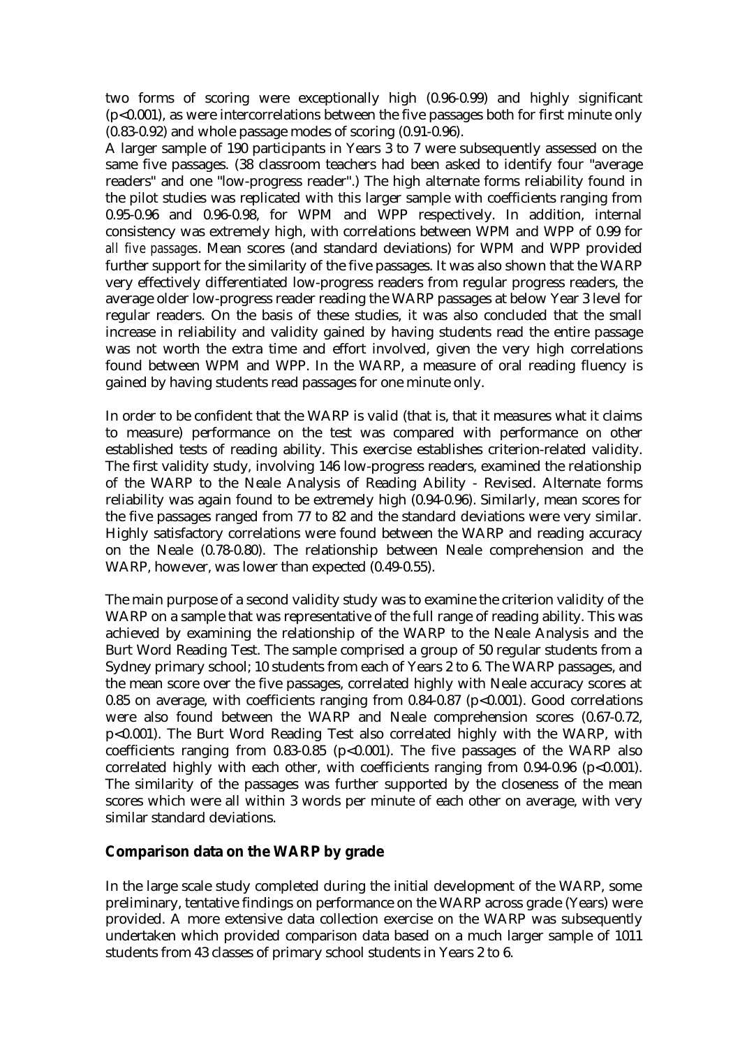two forms of scoring were exceptionally high (0.96-0.99) and highly significant ($p<0.001$), as were intercorrelations between the five passages both for first minute only (0.83-0.92) and whole passage modes of scoring (0.91-0.96).

A larger sample of 190 participants in Years 3 to 7 were subsequently assessed on the same five passages. (38 classroom teachers had been asked to identify four "average readers" and one "low-progress reader".) The high alternate forms reliability found in the pilot studies was replicated with this larger sample with coefficients ranging from 0.95-0.96 and 0.96-0.98, for WPM and WPP respectively. In addition, internal consistency was extremely high, with correlations between WPM and WPP of 0.99 for *all five passages*. Mean scores (and standard deviations) for WPM and WPP provided further support for the similarity of the five passages. It was also shown that the WARP very effectively differentiated low-progress readers from regular progress readers, the average older low-progress reader reading the WARP passages at below Year 3 level for regular readers. On the basis of these studies, it was also concluded that the small increase in reliability and validity gained by having students read the entire passage was not worth the extra time and effort involved, given the very high correlations found between WPM and WPP. In the WARP, a measure of oral reading fluency is gained by having students read passages for one minute only.

In order to be confident that the WARP is valid (that is, that it measures what it claims to measure) performance on the test was compared with performance on other established tests of reading ability. This exercise establishes criterion-related validity. The first validity study, involving 146 low-progress readers, examined the relationship of the WARP to the Neale Analysis of Reading Ability - Revised. Alternate forms reliability was again found to be extremely high (0.94-0.96). Similarly, mean scores for the five passages ranged from 77 to 82 and the standard deviations were very similar. Highly satisfactory correlations were found between the WARP and reading accuracy on the Neale (0.78-0.80). The relationship between Neale comprehension and the WARP, however, was lower than expected (0.49-0.55).

The main purpose of a second validity study was to examine the criterion validity of the WARP on a sample that was representative of the full range of reading ability. This was achieved by examining the relationship of the WARP to the Neale Analysis and the Burt Word Reading Test. The sample comprised a group of 50 regular students from a Sydney primary school; 10 students from each of Years 2 to 6. The WARP passages, and the mean score over the five passages, correlated highly with Neale accuracy scores at 0.85 on average, with coefficients ranging from 0.84-0.87 ($p<0.001$). Good correlations were also found between the WARP and Neale comprehension scores (0.67-0.72, $p<0.001$). The Burt Word Reading Test also correlated highly with the WARP, with coefficients ranging from 0.83-0.85 ($p<0.001$). The five passages of the WARP also correlated highly with each other, with coefficients ranging from 0.94-0.96 ($p<0.001$). The similarity of the passages was further supported by the closeness of the mean scores which were all within 3 words per minute of each other on average, with very similar standard deviations.

## Comparison data on the WARP by grade

In the large scale study completed during the initial development of the WARP, some preliminary, tentative findings on performance on the WARP across grade (Years) were provided. A more extensive data collection exercise on the WARP was subsequently undertaken which provided comparison data based on a much larger sample of 1011 students from 43 classes of primary school students in Years 2 to 6.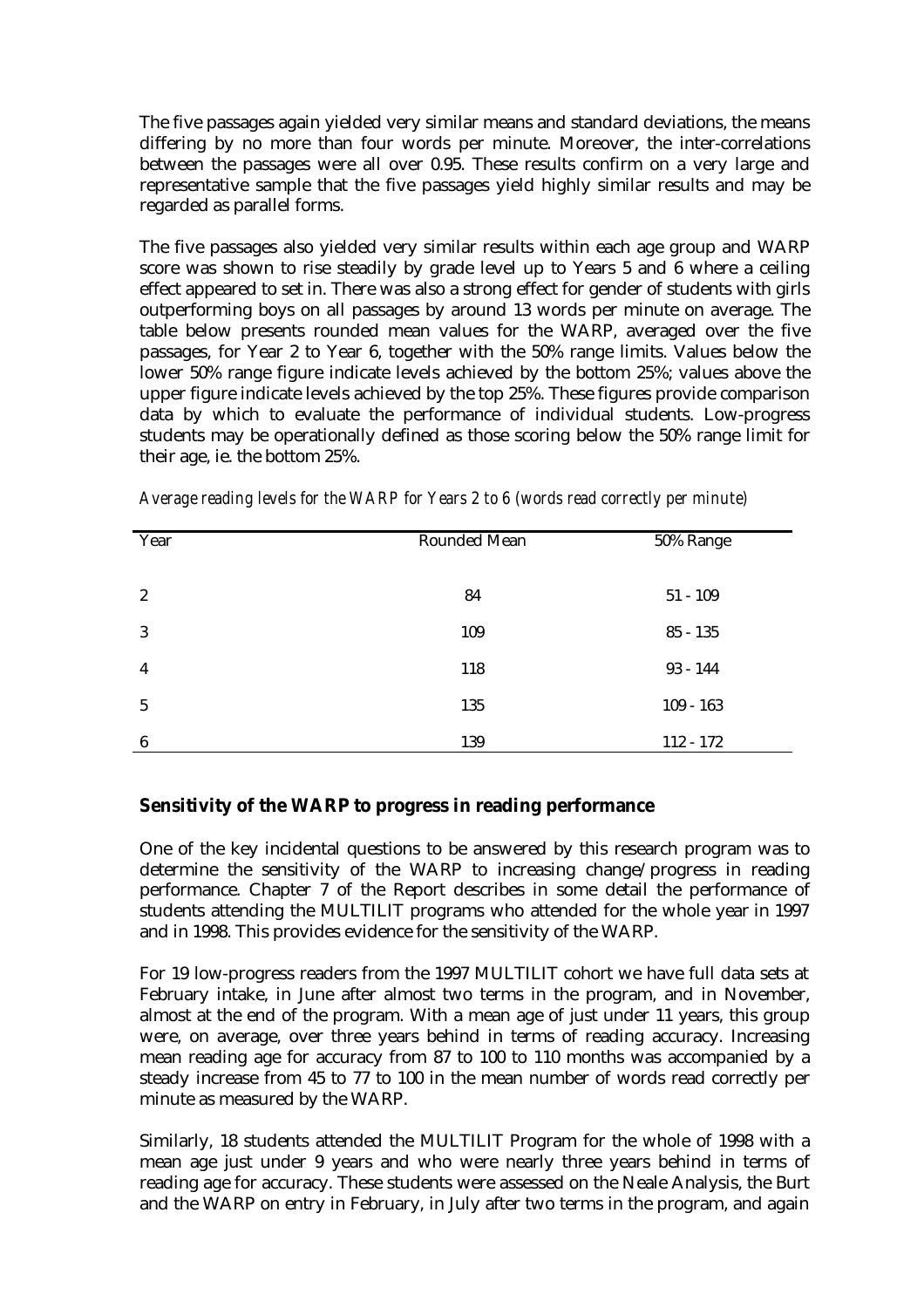The five passages again yielded very similar means and standard deviations, the means differing by no more than four words per minute. Moreover, the inter-correlations between the passages were all over 0.95. These results confirm on a very large and representative sample that the five passages yield highly similar results and may be regarded as parallel forms.

The five passages also yielded very similar results within each age group and WARP score was shown to rise steadily by grade level up to Years 5 and 6 where a ceiling effect appeared to set in. There was also a strong effect for gender of students with girls outperforming boys on all passages by around 13 words per minute on average. The table below presents rounded mean values for the WARP, averaged over the five passages, for Year 2 to Year 6, together with the 50% range limits. Values below the lower 50% range figure indicate levels achieved by the bottom 25%; values above the upper figure indicate levels achieved by the top 25%. These figures provide comparison data by which to evaluate the performance of individual students. Low-progress students may be operationally defined as those scoring below the 50% range limit for their age, ie. the bottom 25%.

*Average reading levels for the WARP for Years 2 to 6 (words read correctly per minute)*

| Year | Rounded Mean | 50% Range |
|---|---|---|
| 2 | 84 | 51 - 109 |
| 3 | 109 | 85 - 135 |
| 4 | 118 | 93 - 144 |
| 5 | 135 | 109 - 163 |
| 6 | 139 | 112 - 172 |

## Sensitivity of the WARP to progress in reading performance

One of the key incidental questions to be answered by this research program was to determine the sensitivity of the WARP to increasing change/progress in reading performance. Chapter 7 of the Report describes in some detail the performance of students attending the MULTILIT programs who attended for the whole year in 1997 and in 1998. This provides evidence for the sensitivity of the WARP.

For 19 low-progress readers from the 1997 MULTILIT cohort we have full data sets at February intake, in June after almost two terms in the program, and in November, almost at the end of the program. With a mean age of just under 11 years, this group were, on average, over three years behind in terms of reading accuracy. Increasing mean reading age for accuracy from 87 to 100 to 110 months was accompanied by a steady increase from 45 to 77 to 100 in the mean number of words read correctly per minute as measured by the WARP.

Similarly, 18 students attended the MULTILIT Program for the whole of 1998 with a mean age just under 9 years and who were nearly three years behind in terms of reading age for accuracy. These students were assessed on the Neale Analysis, the Burt and the WARP on entry in February, in July after two terms in the program, and again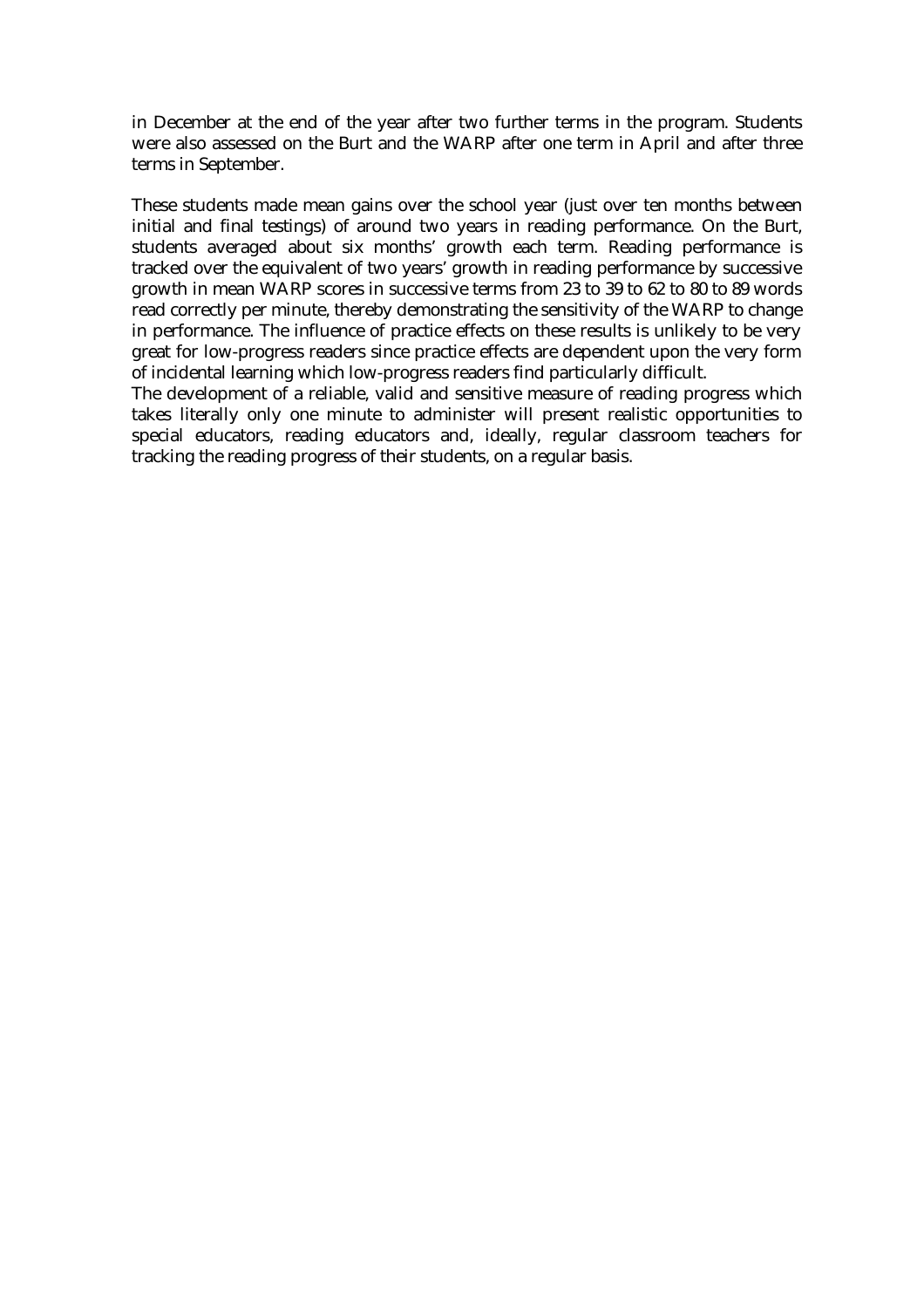in December at the end of the year after two further terms in the program. Students were also assessed on the Burt and the WARP after one term in April and after three terms in September.

These students made mean gains over the school year (just over ten months between initial and final testings) of around two years in reading performance. On the Burt, students averaged about six months' growth each term. Reading performance is tracked over the equivalent of two years' growth in reading performance by successive growth in mean WARP scores in successive terms from 23 to 39 to 62 to 80 to 89 words read correctly per minute, thereby demonstrating the sensitivity of the WARP to change in performance. The influence of practice effects on these results is unlikely to be very great for low-progress readers since practice effects are dependent upon the very form of incidental learning which low-progress readers find particularly difficult.

The development of a reliable, valid and sensitive measure of reading progress which takes literally only one minute to administer will present realistic opportunities to special educators, reading educators and, ideally, regular classroom teachers for tracking the reading progress of their students, on a regular basis.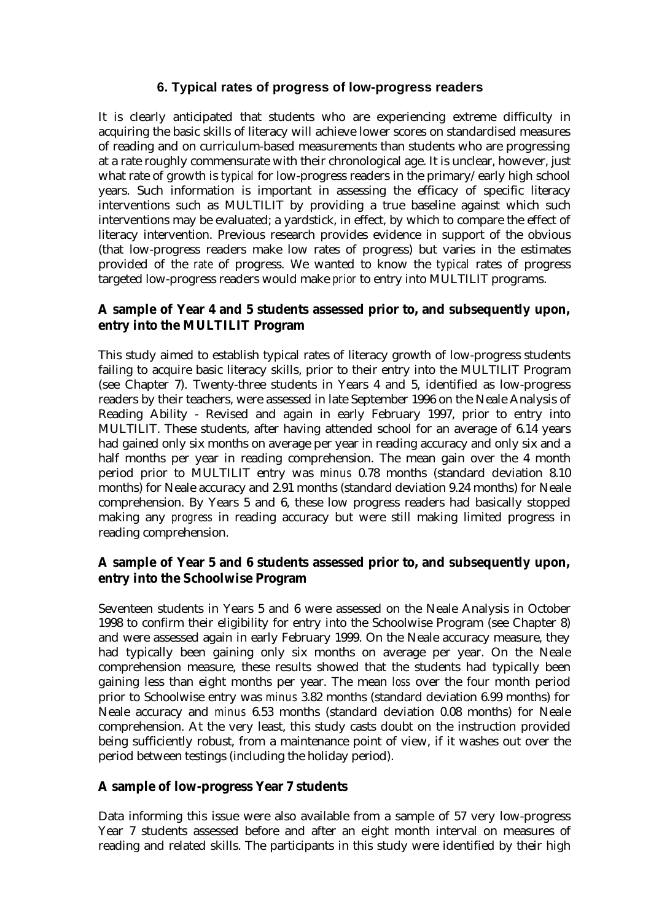## 6. Typical rates of progress of low-progress readers

It is clearly anticipated that students who are experiencing extreme difficulty in acquiring the basic skills of literacy will achieve lower scores on standardised measures of reading and on curriculum-based measurements than students who are progressing at a rate roughly commensurate with their chronological age. It is unclear, however, just what rate of growth is *typical* for low-progress readers in the primary/early high school years. Such information is important in assessing the efficacy of specific literacy interventions such as MULTILIT by providing a true baseline against which such interventions may be evaluated; a yardstick, in effect, by which to compare the effect of literacy intervention. Previous research provides evidence in support of the obvious (that low-progress readers make low rates of progress) but varies in the estimates provided of the *rate* of progress. We wanted to know the *typical* rates of progress targeted low-progress readers would make *prior* to entry into MULTILIT programs.

### A sample of Year 4 and 5 students assessed prior to, and subsequently upon, entry into the MULTILIT Program

This study aimed to establish typical rates of literacy growth of low-progress students failing to acquire basic literacy skills, prior to their entry into the MULTILIT Program (see Chapter 7). Twenty-three students in Years 4 and 5, identified as low-progress readers by their teachers, were assessed in late September 1996 on the Neale Analysis of Reading Ability - Revised and again in early February 1997, prior to entry into MULTILIT. These students, after having attended school for an average of 6.14 years had gained only six months on average per year in reading accuracy and only six and a half months per year in reading comprehension. The mean gain over the 4 month period prior to MULTILIT entry was *minus* 0.78 months (standard deviation 8.10 months) for Neale accuracy and 2.91 months (standard deviation 9.24 months) for Neale comprehension. By Years 5 and 6, these low progress readers had basically stopped making any *progress* in reading accuracy but were still making limited progress in reading comprehension.

### A sample of Year 5 and 6 students assessed prior to, and subsequently upon, entry into the Schoolwise Program

Seventeen students in Years 5 and 6 were assessed on the Neale Analysis in October 1998 to confirm their eligibility for entry into the Schoolwise Program (see Chapter 8) and were assessed again in early February 1999. On the Neale accuracy measure, they had typically been gaining only six months on average per year. On the Neale comprehension measure, these results showed that the students had typically been gaining less than eight months per year. The mean *loss* over the four month period prior to Schoolwise entry was *minus* 3.82 months (standard deviation 6.99 months) for Neale accuracy and *minus* 6.53 months (standard deviation 0.08 months) for Neale comprehension. At the very least, this study casts doubt on the instruction provided being sufficiently robust, from a maintenance point of view, if it washes out over the period between testings (including the holiday period).

### A sample of low-progress Year 7 students

Data informing this issue were also available from a sample of 57 very low-progress Year 7 students assessed before and after an eight month interval on measures of reading and related skills. The participants in this study were identified by their high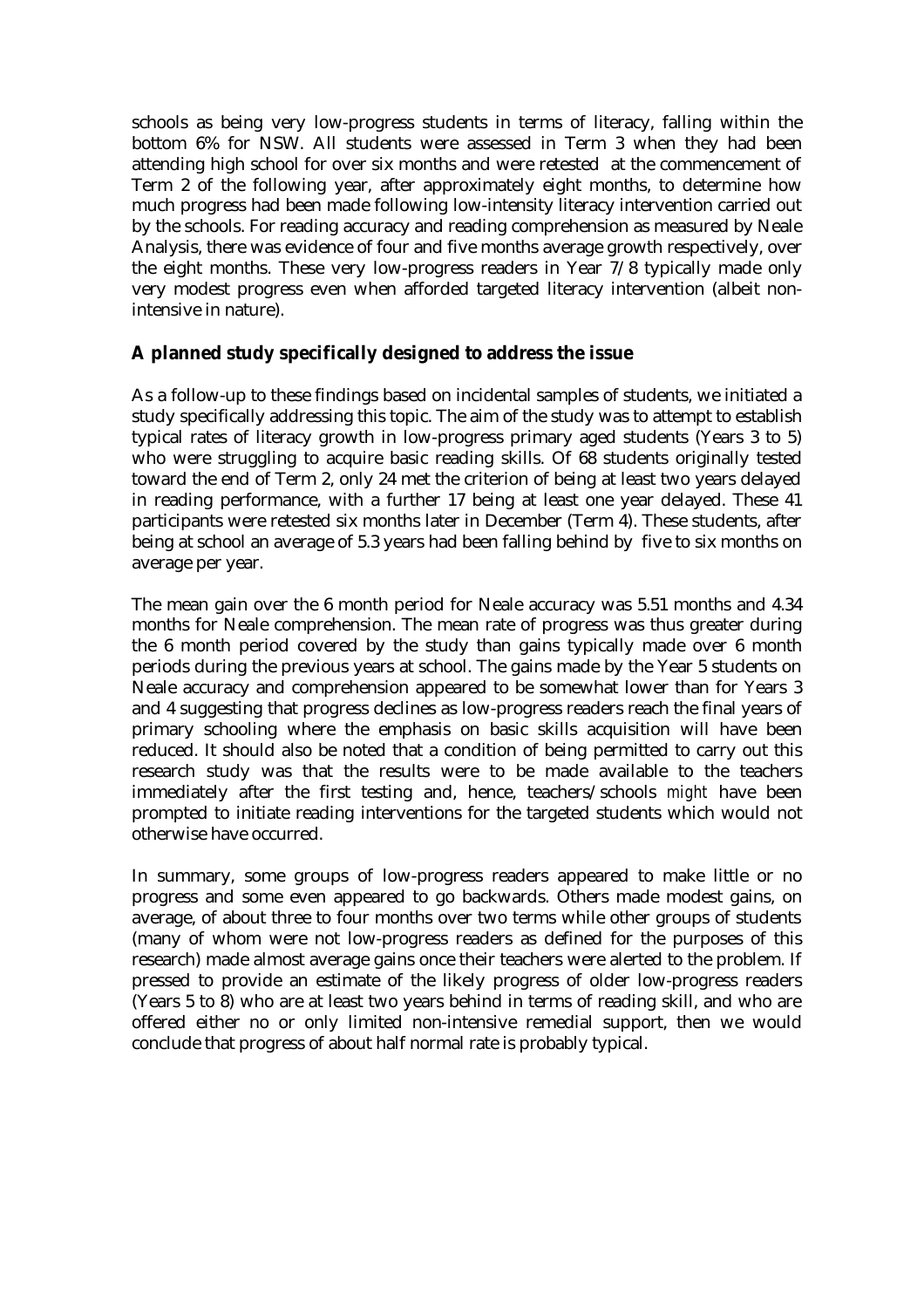schools as being very low-progress students in terms of literacy, falling within the bottom 6% for NSW. All students were assessed in Term 3 when they had been attending high school for over six months and were retested at the commencement of Term 2 of the following year, after approximately eight months, to determine how much progress had been made following low-intensity literacy intervention carried out by the schools. For reading accuracy and reading comprehension as measured by Neale Analysis, there was evidence of four and five months average growth respectively, over the eight months. These very low-progress readers in Year 7/8 typically made only very modest progress even when afforded targeted literacy intervention (albeit non-intensive in nature).

**A planned study specifically designed to address the issue**

As a follow-up to these findings based on incidental samples of students, we initiated a study specifically addressing this topic. The aim of the study was to attempt to establish typical rates of literacy growth in low-progress primary aged students (Years 3 to 5) who were struggling to acquire basic reading skills. Of 68 students originally tested toward the end of Term 2, only 24 met the criterion of being at least two years delayed in reading performance, with a further 17 being at least one year delayed. These 41 participants were retested six months later in December (Term 4). These students, after being at school an average of 5.3 years had been falling behind by five to six months on average per year.

The mean gain over the 6 month period for Neale accuracy was 5.51 months and 4.34 months for Neale comprehension. The mean rate of progress was thus greater during the 6 month period covered by the study than gains typically made over 6 month periods during the previous years at school. The gains made by the Year 5 students on Neale accuracy and comprehension appeared to be somewhat lower than for Years 3 and 4 suggesting that progress declines as low-progress readers reach the final years of primary schooling where the emphasis on basic skills acquisition will have been reduced. It should also be noted that a condition of being permitted to carry out this research study was that the results were to be made available to the teachers immediately after the first testing and, hence, teachers/schools *might* have been prompted to initiate reading interventions for the targeted students which would not otherwise have occurred.

In summary, some groups of low-progress readers appeared to make little or no progress and some even appeared to go backwards. Others made modest gains, on average, of about three to four months over two terms while other groups of students (many of whom were not low-progress readers as defined for the purposes of this research) made almost average gains once their teachers were alerted to the problem. If pressed to provide an estimate of the likely progress of older low-progress readers (Years 5 to 8) who are at least two years behind in terms of reading skill, and who are offered either no or only limited non-intensive remedial support, then we would conclude that progress of about half normal rate is probably typical.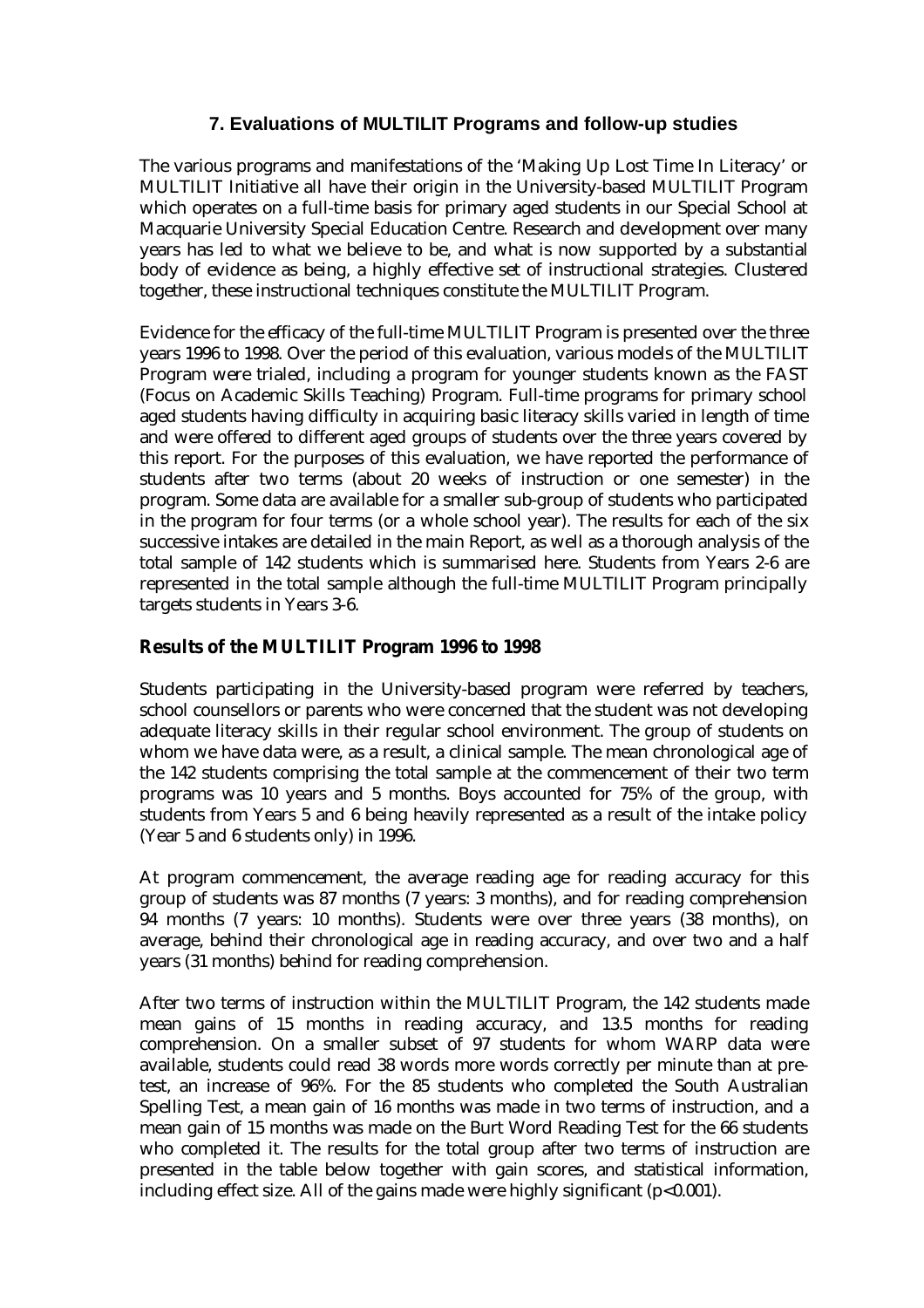## 7. Evaluations of MULTILIT Programs and follow-up studies

The various programs and manifestations of the 'Making Up Lost Time In Literacy' or MULTILIT Initiative all have their origin in the University-based MULTILIT Program which operates on a full-time basis for primary aged students in our Special School at Macquarie University Special Education Centre. Research and development over many years has led to what we believe to be, and what is now supported by a substantial body of evidence as being, a highly effective set of instructional strategies. Clustered together, these instructional techniques constitute the MULTILIT Program.

Evidence for the efficacy of the full-time MULTILIT Program is presented over the three years 1996 to 1998. Over the period of this evaluation, various models of the MULTILIT Program were trialed, including a program for younger students known as the FAST (Focus on Academic Skills Teaching) Program. Full-time programs for primary school aged students having difficulty in acquiring basic literacy skills varied in length of time and were offered to different aged groups of students over the three years covered by this report. For the purposes of this evaluation, we have reported the performance of students after two terms (about 20 weeks of instruction or one semester) in the program. Some data are available for a smaller sub-group of students who participated in the program for four terms (or a whole school year). The results for each of the six successive intakes are detailed in the main Report, as well as a thorough analysis of the total sample of 142 students which is summarised here. Students from Years 2-6 are represented in the total sample although the full-time MULTILIT Program principally targets students in Years 3-6.

### Results of the MULTILIT Program 1996 to 1998

Students participating in the University-based program were referred by teachers, school counsellors or parents who were concerned that the student was not developing adequate literacy skills in their regular school environment. The group of students on whom we have data were, as a result, a clinical sample. The mean chronological age of the 142 students comprising the total sample at the commencement of their two term programs was 10 years and 5 months. Boys accounted for 75% of the group, with students from Years 5 and 6 being heavily represented as a result of the intake policy (Year 5 and 6 students only) in 1996.

At program commencement, the average reading age for reading accuracy for this group of students was 87 months (7 years: 3 months), and for reading comprehension 94 months (7 years: 10 months). Students were over three years (38 months), on average, behind their chronological age in reading accuracy, and over two and a half years (31 months) behind for reading comprehension.

After two terms of instruction within the MULTILIT Program, the 142 students made mean gains of 15 months in reading accuracy, and 13.5 months for reading comprehension. On a smaller subset of 97 students for whom WARP data were available, students could read 38 words more words correctly per minute than at pre-test, an increase of 96%. For the 85 students who completed the South Australian Spelling Test, a mean gain of 16 months was made in two terms of instruction, and a mean gain of 15 months was made on the Burt Word Reading Test for the 66 students who completed it. The results for the total group after two terms of instruction are presented in the table below together with gain scores, and statistical information, including effect size. All of the gains made were highly significant ($p<0.001$).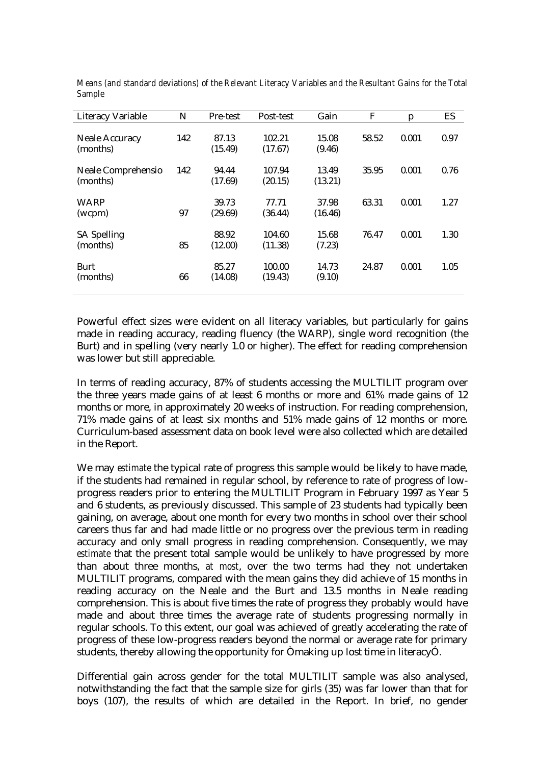*Means (and standard deviations) of the Relevant Literacy Variables and the Resultant Gains for the Total Sample*

| Literacy Variable | N | Pre-test | Post-test | Gain | F | p | ES |
|---|---|---|---|---|---|---|---|
| Neale Accuracy (months) | 142 | 87.13 (15.49) | 102.21 (17.67) | 15.08 (9.46) | 58.52 | 0.001 | 0.97 |
| Neale Comprehensio (months) | 142 | 94.44 (17.69) | 107.94 (20.15) | 13.49 (13.21) | 35.95 | 0.001 | 0.76 |
| WARP (wcpm) | 97 | 39.73 (29.69) | 77.71 (36.44) | 37.98 (16.46) | 63.31 | 0.001 | 1.27 |
| SA Spelling (months) | 85 | 88.92 (12.00) | 104.60 (11.38) | 15.68 (7.23) | 76.47 | 0.001 | 1.30 |
| Burt (months) | 66 | 85.27 (14.08) | 100.00 (19.43) | 14.73 (9.10) | 24.87 | 0.001 | 1.05 |

Powerful effect sizes were evident on all literacy variables, but particularly for gains made in reading accuracy, reading fluency (the WARP), single word recognition (the Burt) and in spelling (very nearly 1.0 or higher). The effect for reading comprehension was lower but still appreciable.

In terms of reading accuracy, 87% of students accessing the MULTILIT program over the three years made gains of at least 6 months or more and 61% made gains of 12 months or more, in approximately 20 weeks of instruction. For reading comprehension, 71% made gains of at least six months and 51% made gains of 12 months or more. Curriculum-based assessment data on book level were also collected which are detailed in the Report.

We may *estimate* the typical rate of progress this sample would be likely to have made, if the students had remained in regular school, by reference to rate of progress of low-progress readers prior to entering the MULTILIT Program in February 1997 as Year 5 and 6 students, as previously discussed. This sample of 23 students had typically been gaining, on average, about one month for every two months in school over their school careers thus far and had made little or no progress over the previous term in reading accuracy and only small progress in reading comprehension. Consequently, we may *estimate* that the present total sample would be unlikely to have progressed by more than about three months, *at most*, over the two terms had they not undertaken MULTILIT programs, compared with the mean gains they did achieve of 15 months in reading accuracy on the Neale and the Burt and 13.5 months in Neale reading comprehension. This is about five times the rate of progress they probably would have made and about three times the average rate of students progressing normally in regular schools. To this extent, our goal was achieved of greatly accelerating the rate of progress of these low-progress readers beyond the normal or average rate for primary students, thereby allowing the opportunity for Òmaking up lost time in literacyÓ.

Differential gain across gender for the total MULTILIT sample was also analysed, notwithstanding the fact that the sample size for girls (35) was far lower than that for boys (107), the results of which are detailed in the Report. In brief, no gender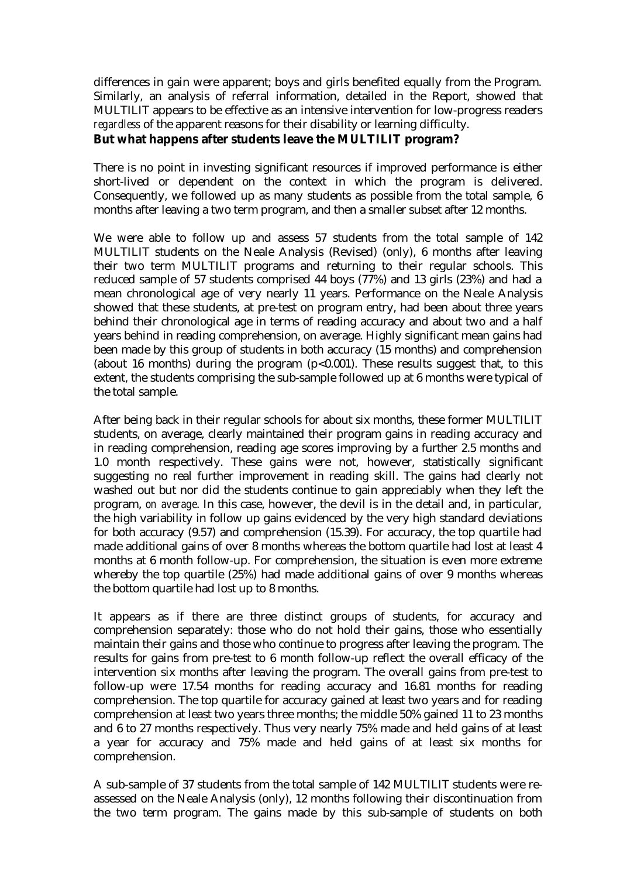differences in gain were apparent; boys and girls benefited equally from the Program. Similarly, an analysis of referral information, detailed in the Report, showed that MULTILIT appears to be effective as an intensive intervention for low-progress readers *regardless* of the apparent reasons for their disability or learning difficulty.

**But what happens after students leave the MULTILIT program?**

There is no point in investing significant resources if improved performance is either short-lived or dependent on the context in which the program is delivered. Consequently, we followed up as many students as possible from the total sample, 6 months after leaving a two term program, and then a smaller subset after 12 months.

We were able to follow up and assess 57 students from the total sample of 142 MULTILIT students on the Neale Analysis (Revised) (only), 6 months after leaving their two term MULTILIT programs and returning to their regular schools. This reduced sample of 57 students comprised 44 boys (77%) and 13 girls (23%) and had a mean chronological age of very nearly 11 years. Performance on the Neale Analysis showed that these students, at pre-test on program entry, had been about three years behind their chronological age in terms of reading accuracy and about two and a half years behind in reading comprehension, on average. Highly significant mean gains had been made by this group of students in both accuracy (15 months) and comprehension (about 16 months) during the program ($p<0.001$). These results suggest that, to this extent, the students comprising the sub-sample followed up at 6 months were typical of the total sample.

After being back in their regular schools for about six months, these former MULTILIT students, on average, clearly maintained their program gains in reading accuracy and in reading comprehension, reading age scores improving by a further 2.5 months and 1.0 month respectively. These gains were not, however, statistically significant suggesting no real further improvement in reading skill. The gains had clearly not washed out but nor did the students continue to gain appreciably when they left the program, *on average*. In this case, however, the devil is in the detail and, in particular, the high variability in follow up gains evidenced by the very high standard deviations for both accuracy (9.57) and comprehension (15.39). For accuracy, the top quartile had made additional gains of over 8 months whereas the bottom quartile had lost at least 4 months at 6 month follow-up. For comprehension, the situation is even more extreme whereby the top quartile (25%) had made additional gains of over 9 months whereas the bottom quartile had lost up to 8 months.

It appears as if there are three distinct groups of students, for accuracy and comprehension separately: those who do not hold their gains, those who essentially maintain their gains and those who continue to progress after leaving the program. The results for gains from pre-test to 6 month follow-up reflect the overall efficacy of the intervention six months after leaving the program. The overall gains from pre-test to follow-up were 17.54 months for reading accuracy and 16.81 months for reading comprehension. The top quartile for accuracy gained at least two years and for reading comprehension at least two years three months; the middle 50% gained 11 to 23 months and 6 to 27 months respectively. Thus very nearly 75% made and held gains of at least a year for accuracy and 75% made and held gains of at least six months for comprehension.

A sub-sample of 37 students from the total sample of 142 MULTILIT students were re-assessed on the Neale Analysis (only), 12 months following their discontinuation from the two term program. The gains made by this sub-sample of students on both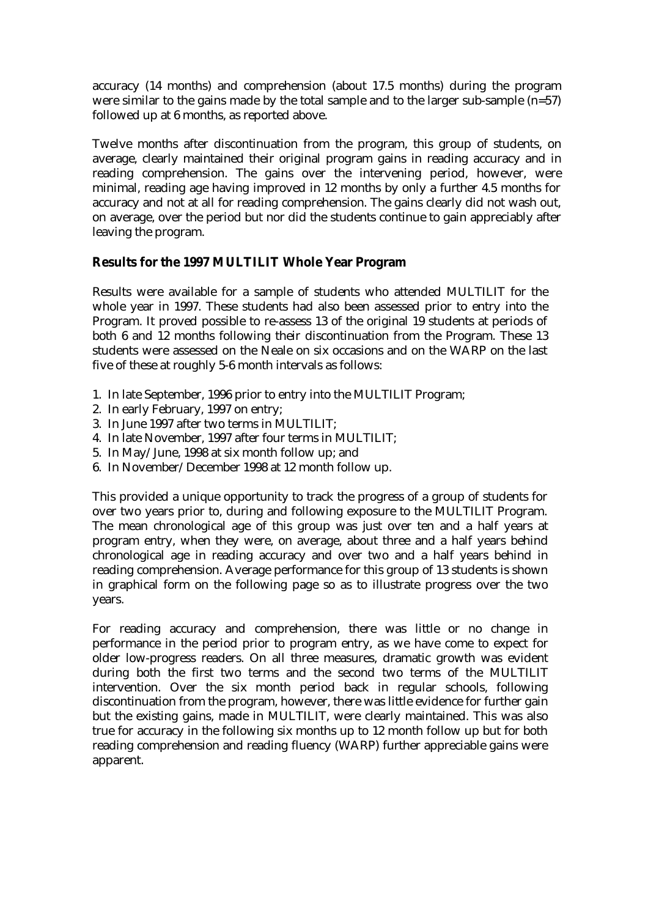accuracy (14 months) and comprehension (about 17.5 months) during the program were similar to the gains made by the total sample and to the larger sub-sample (n=57) followed up at 6 months, as reported above.

Twelve months after discontinuation from the program, this group of students, on average, clearly maintained their original program gains in reading accuracy and in reading comprehension. The gains over the intervening period, however, were minimal, reading age having improved in 12 months by only a further 4.5 months for accuracy and not at all for reading comprehension. The gains clearly did not wash out, on average, over the period but nor did the students continue to gain appreciably after leaving the program.

### Results for the 1997 MULTILIT Whole Year Program

Results were available for a sample of students who attended MULTILIT for the whole year in 1997. These students had also been assessed prior to entry into the Program. It proved possible to re-assess 13 of the original 19 students at periods of both 6 and 12 months following their discontinuation from the Program. These 13 students were assessed on the Neale on six occasions and on the WARP on the last five of these at roughly 5-6 month intervals as follows:

1. In late September, 1996 prior to entry into the MULTILIT Program;
2. In early February, 1997 on entry;
3. In June 1997 after two terms in MULTILIT;
4. In late November, 1997 after four terms in MULTILIT;
5. In May/June, 1998 at six month follow up; and
6. In November/December 1998 at 12 month follow up.

This provided a unique opportunity to track the progress of a group of students for over two years prior to, during and following exposure to the MULTILIT Program. The mean chronological age of this group was just over ten and a half years at program entry, when they were, on average, about three and a half years behind chronological age in reading accuracy and over two and a half years behind in reading comprehension. Average performance for this group of 13 students is shown in graphical form on the following page so as to illustrate progress over the two years.

For reading accuracy and comprehension, there was little or no change in performance in the period prior to program entry, as we have come to expect for older low-progress readers. On all three measures, dramatic growth was evident during both the first two terms and the second two terms of the MULTILIT intervention. Over the six month period back in regular schools, following discontinuation from the program, however, there was little evidence for further gain but the existing gains, made in MULTILIT, were clearly maintained. This was also true for accuracy in the following six months up to 12 month follow up but for both reading comprehension and reading fluency (WARP) further appreciable gains were apparent.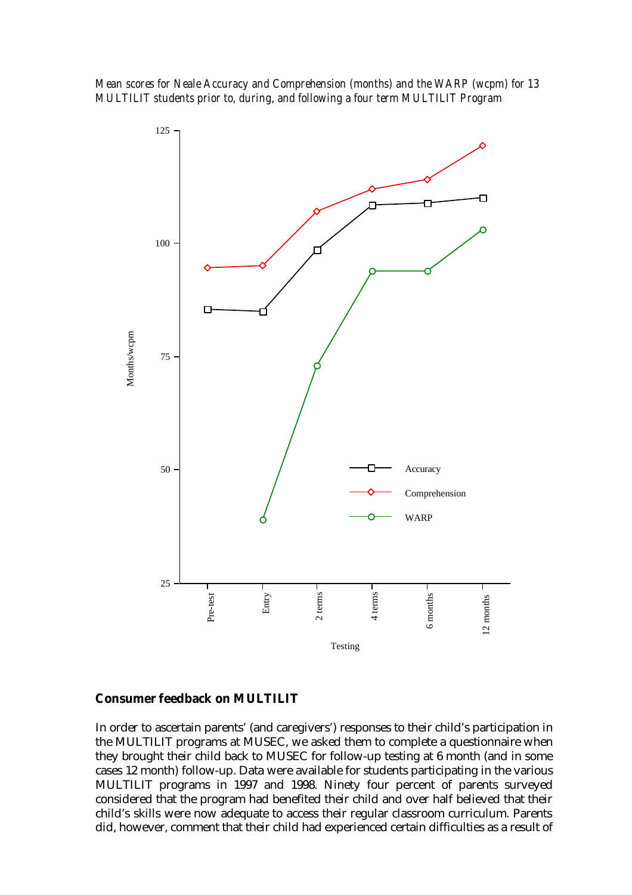*Mean scores for Neale Accuracy and Comprehension (months) and the WARP (wcpm) for 13 MULTILIT students prior to, during, and following a four term MULTILIT Program*

## Consumer feedback on MULTILIT

In order to ascertain parents' (and caregivers') responses to their child's participation in the MULTILIT programs at MUSEC, we asked them to complete a questionnaire when they brought their child back to MUSEC for follow-up testing at 6 month (and in some cases 12 month) follow-up. Data were available for students participating in the various MULTILIT programs in 1997 and 1998. Ninety four percent of parents surveyed considered that the program had benefited their child and over half believed that their child's skills were now adequate to access their regular classroom curriculum. Parents did, however, comment that their child had experienced certain difficulties as a result of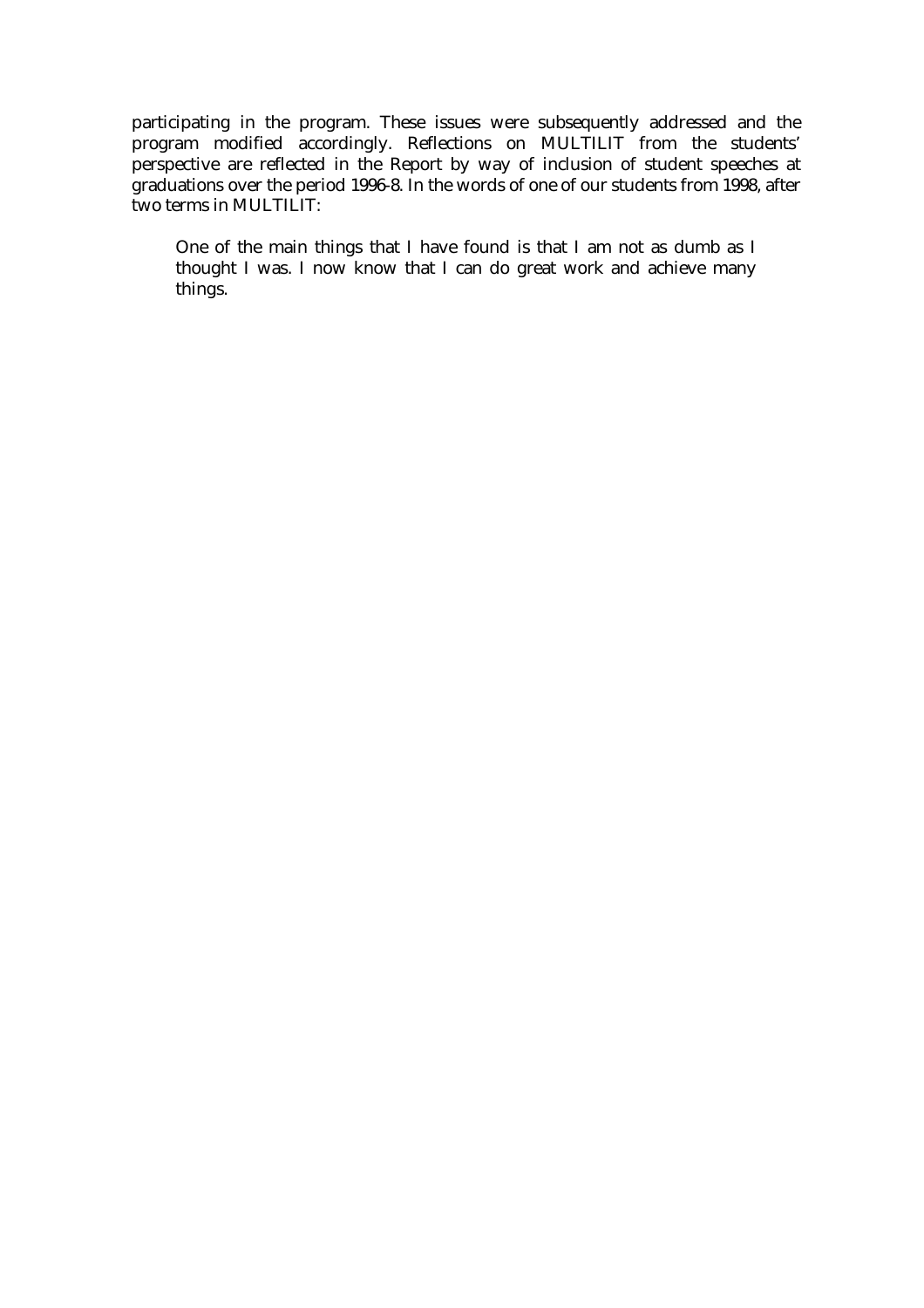participating in the program. These issues were subsequently addressed and the program modified accordingly. Reflections on MULTILIT from the students' perspective are reflected in the Report by way of inclusion of student speeches at graduations over the period 1996-8. In the words of one of our students from 1998, after two terms in MULTILIT:

> One of the main things that I have found is that I am not as dumb as I thought I was. I now know that I can do great work and achieve many things.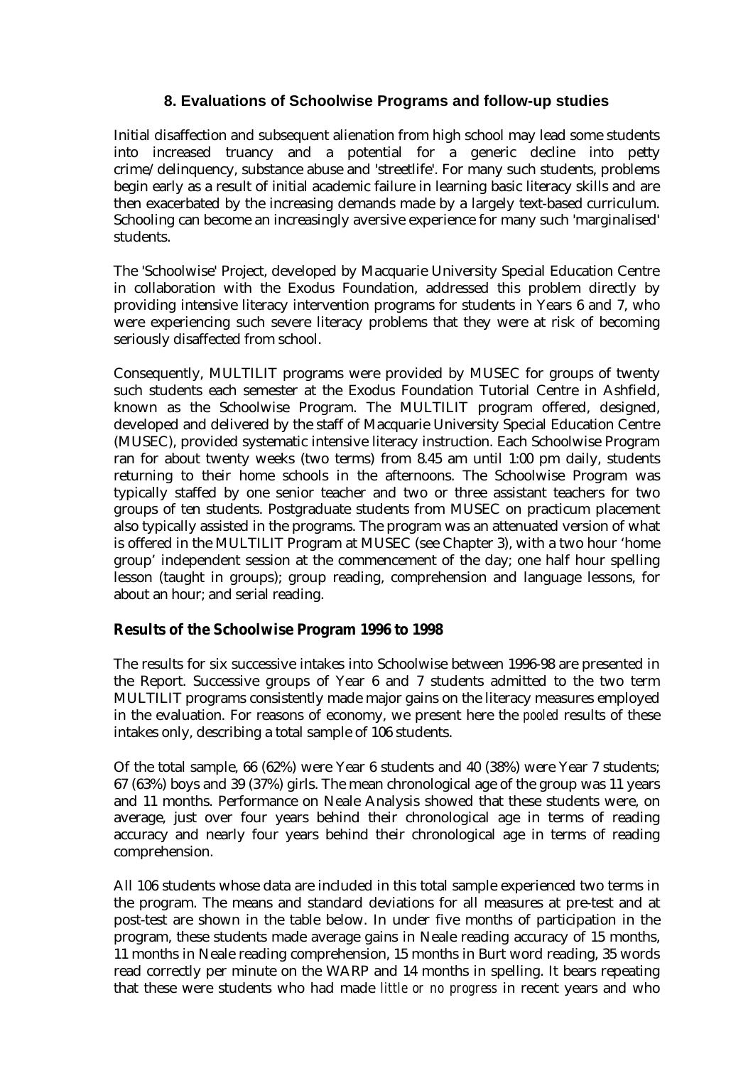## 8. Evaluations of Schoolwise Programs and follow-up studies

Initial disaffection and subsequent alienation from high school may lead some students into increased truancy and a potential for a generic decline into petty crime/delinquency, substance abuse and 'streetlife'. For many such students, problems begin early as a result of initial academic failure in learning basic literacy skills and are then exacerbated by the increasing demands made by a largely text-based curriculum. Schooling can become an increasingly aversive experience for many such 'marginalised' students.

The 'Schoolwise' Project, developed by Macquarie University Special Education Centre in collaboration with the Exodus Foundation, addressed this problem directly by providing intensive literacy intervention programs for students in Years 6 and 7, who were experiencing such severe literacy problems that they were at risk of becoming seriously disaffected from school.

Consequently, MULTILIT programs were provided by MUSEC for groups of twenty such students each semester at the Exodus Foundation Tutorial Centre in Ashfield, known as the Schoolwise Program. The MULTILIT program offered, designed, developed and delivered by the staff of Macquarie University Special Education Centre (MUSEC), provided systematic intensive literacy instruction. Each Schoolwise Program ran for about twenty weeks (two terms) from 8.45 am until 1:00 pm daily, students returning to their home schools in the afternoons. The Schoolwise Program was typically staffed by one senior teacher and two or three assistant teachers for two groups of ten students. Postgraduate students from MUSEC on practicum placement also typically assisted in the programs. The program was an attenuated version of what is offered in the MULTILIT Program at MUSEC (see Chapter 3), with a two hour 'home group' independent session at the commencement of the day; one half hour spelling lesson (taught in groups); group reading, comprehension and language lessons, for about an hour; and serial reading.

### Results of the Schoolwise Program 1996 to 1998

The results for six successive intakes into Schoolwise between 1996-98 are presented in the Report. Successive groups of Year 6 and 7 students admitted to the two term MULTILIT programs consistently made major gains on the literacy measures employed in the evaluation. For reasons of economy, we present here the *pooled* results of these intakes only, describing a total sample of 106 students.

Of the total sample, 66 (62%) were Year 6 students and 40 (38%) were Year 7 students; 67 (63%) boys and 39 (37%) girls. The mean chronological age of the group was 11 years and 11 months. Performance on Neale Analysis showed that these students were, on average, just over four years behind their chronological age in terms of reading accuracy and nearly four years behind their chronological age in terms of reading comprehension.

All 106 students whose data are included in this total sample experienced two terms in the program. The means and standard deviations for all measures at pre-test and at post-test are shown in the table below. In under five months of participation in the program, these students made average gains in Neale reading accuracy of 15 months, 11 months in Neale reading comprehension, 15 months in Burt word reading, 35 words read correctly per minute on the WARP and 14 months in spelling. It bears repeating that these were students who had made *little or no progress* in recent years and who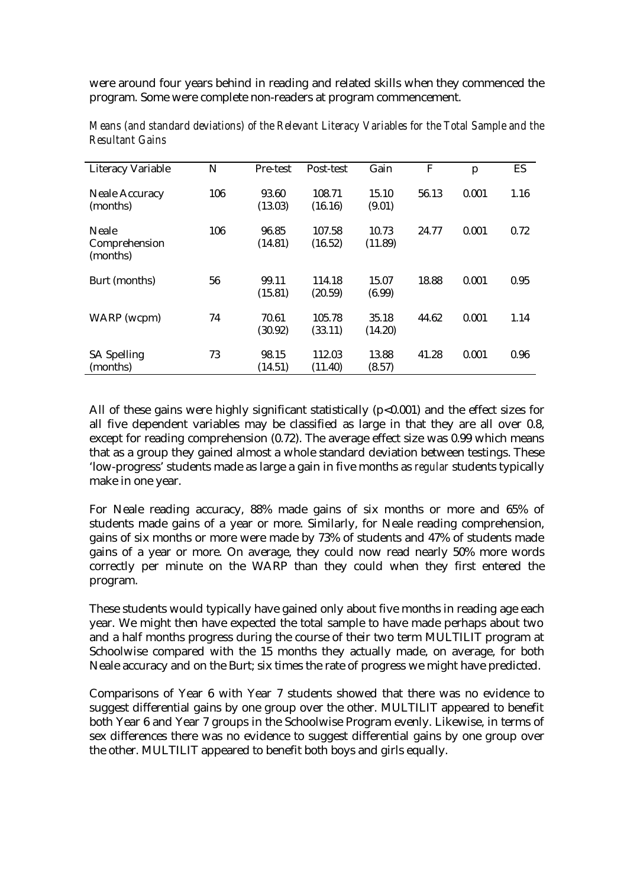were around four years behind in reading and related skills when they commenced the program. Some were complete non-readers at program commencement.

*Means (and standard deviations) of the Relevant Literacy Variables for the Total Sample and the Resultant Gains*

| Literacy Variable | N | Pre-test | Post-test | Gain | F | p | ES |
|---|---|---|---|---|---|---|---|
| Neale Accuracy (months) | 106 | 93.60 (13.03) | 108.71 (16.16) | 15.10 (9.01) | 56.13 | 0.001 | 1.16 |
| Neale Comprehension (months) | 106 | 96.85 (14.81) | 107.58 (16.52) | 10.73 (11.89) | 24.77 | 0.001 | 0.72 |
| Burt (months) | 56 | 99.11 (15.81) | 114.18 (20.59) | 15.07 (6.99) | 18.88 | 0.001 | 0.95 |
| WARP (wcpm) | 74 | 70.61 (30.92) | 105.78 (33.11) | 35.18 (14.20) | 44.62 | 0.001 | 1.14 |
| SA Spelling (months) | 73 | 98.15 (14.51) | 112.03 (11.40) | 13.88 (8.57) | 41.28 | 0.001 | 0.96 |

All of these gains were highly significant statistically ($p<0.001$) and the effect sizes for all five dependent variables may be classified as large in that they are all over 0.8, except for reading comprehension (0.72). The average effect size was 0.99 which means that as a group they gained almost a whole standard deviation between testings. These 'low-progress' students made as large a gain in five months as *regular* students typically make in one year.

For Neale reading accuracy, 88% made gains of six months or more and 65% of students made gains of a year or more. Similarly, for Neale reading comprehension, gains of six months or more were made by 73% of students and 47% of students made gains of a year or more. On average, they could now read nearly 50% more words correctly per minute on the WARP than they could when they first entered the program.

These students would typically have gained only about five months in reading age each year. We might then have expected the total sample to have made perhaps about two and a half months progress during the course of their two term MULTILIT program at Schoolwise compared with the 15 months they actually made, on average, for both Neale accuracy and on the Burt; six times the rate of progress we might have predicted.

Comparisons of Year 6 with Year 7 students showed that there was no evidence to suggest differential gains by one group over the other. MULTILIT appeared to benefit both Year 6 and Year 7 groups in the Schoolwise Program evenly. Likewise, in terms of sex differences there was no evidence to suggest differential gains by one group over the other. MULTILIT appeared to benefit both boys and girls equally.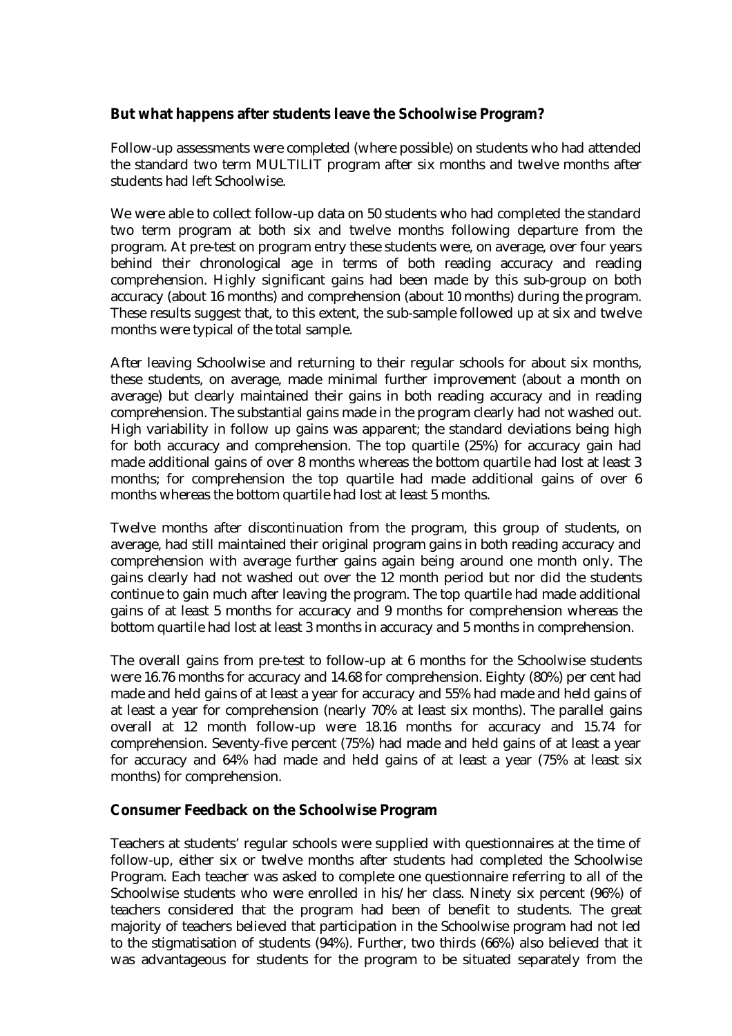**But what happens after students leave the Schoolwise Program?**

Follow-up assessments were completed (where possible) on students who had attended the standard two term MULTILIT program after six months and twelve months after students had left Schoolwise.

We were able to collect follow-up data on 50 students who had completed the standard two term program at both six and twelve months following departure from the program. At pre-test on program entry these students were, on average, over four years behind their chronological age in terms of both reading accuracy and reading comprehension. Highly significant gains had been made by this sub-group on both accuracy (about 16 months) and comprehension (about 10 months) during the program. These results suggest that, to this extent, the sub-sample followed up at six and twelve months were typical of the total sample.

After leaving Schoolwise and returning to their regular schools for about six months, these students, on average, made minimal further improvement (about a month on average) but clearly maintained their gains in both reading accuracy and in reading comprehension. The substantial gains made in the program clearly had not washed out. High variability in follow up gains was apparent; the standard deviations being high for both accuracy and comprehension. The top quartile (25%) for accuracy gain had made additional gains of over 8 months whereas the bottom quartile had lost at least 3 months; for comprehension the top quartile had made additional gains of over 6 months whereas the bottom quartile had lost at least 5 months.

Twelve months after discontinuation from the program, this group of students, on average, had still maintained their original program gains in both reading accuracy and comprehension with average further gains again being around one month only. The gains clearly had not washed out over the 12 month period but nor did the students continue to gain much after leaving the program. The top quartile had made additional gains of at least 5 months for accuracy and 9 months for comprehension whereas the bottom quartile had lost at least 3 months in accuracy and 5 months in comprehension.

The overall gains from pre-test to follow-up at 6 months for the Schoolwise students were 16.76 months for accuracy and 14.68 for comprehension. Eighty (80%) per cent had made and held gains of at least a year for accuracy and 55% had made and held gains of at least a year for comprehension (nearly 70% at least six months). The parallel gains overall at 12 month follow-up were 18.16 months for accuracy and 15.74 for comprehension. Seventy-five percent (75%) had made and held gains of at least a year for accuracy and 64% had made and held gains of at least a year (75% at least six months) for comprehension.

**Consumer Feedback on the Schoolwise Program**

Teachers at students' regular schools were supplied with questionnaires at the time of follow-up, either six or twelve months after students had completed the Schoolwise Program. Each teacher was asked to complete one questionnaire referring to all of the Schoolwise students who were enrolled in his/her class. Ninety six percent (96%) of teachers considered that the program had been of benefit to students. The great majority of teachers believed that participation in the Schoolwise program had not led to the stigmatisation of students (94%). Further, two thirds (66%) also believed that it was advantageous for students for the program to be situated separately from the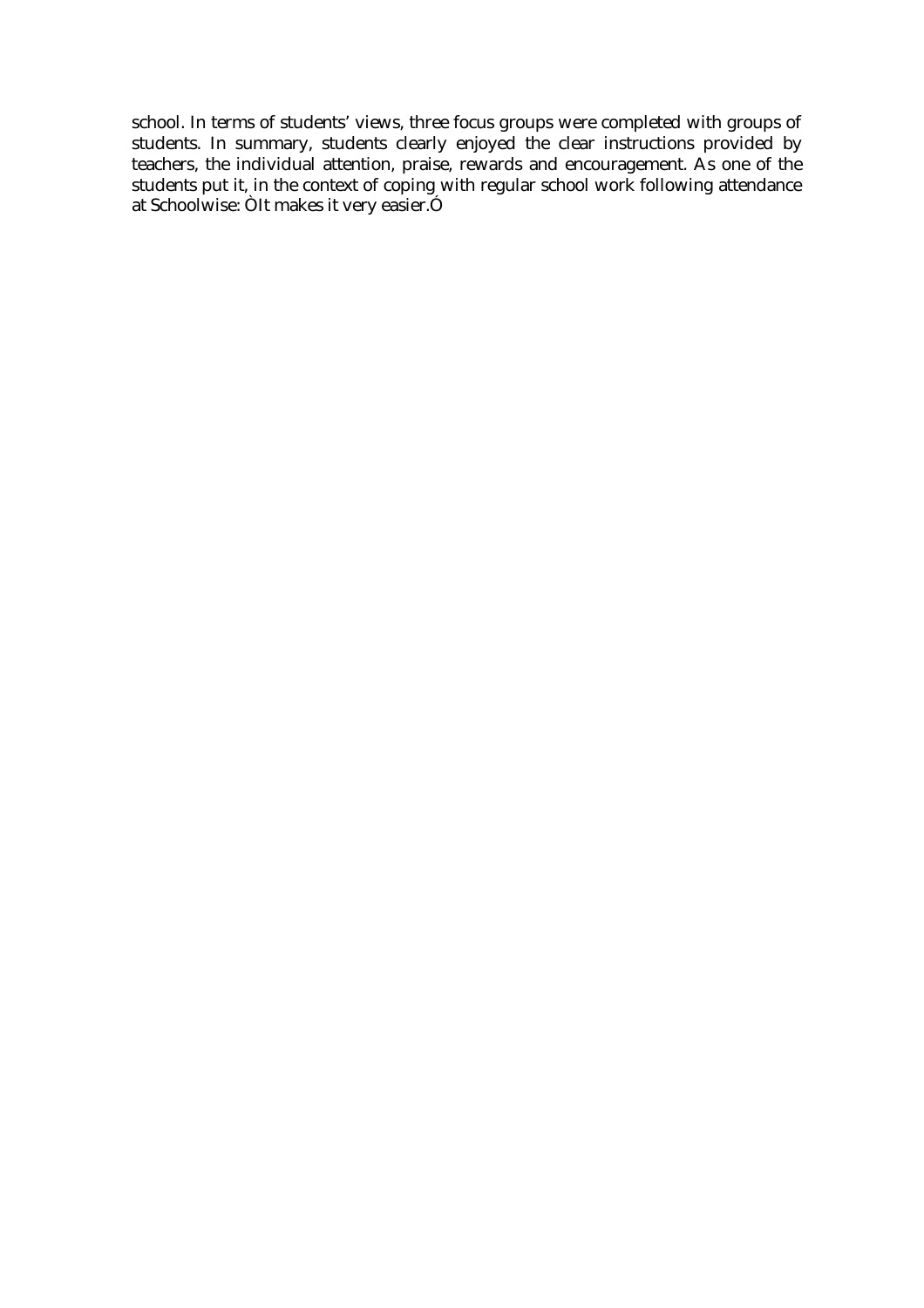school. In terms of students' views, three focus groups were completed with groups of students. In summary, students clearly enjoyed the clear instructions provided by teachers, the individual attention, praise, rewards and encouragement. As one of the students put it, in the context of coping with regular school work following attendance at Schoolwise: ÒIt makes it very easier.Ó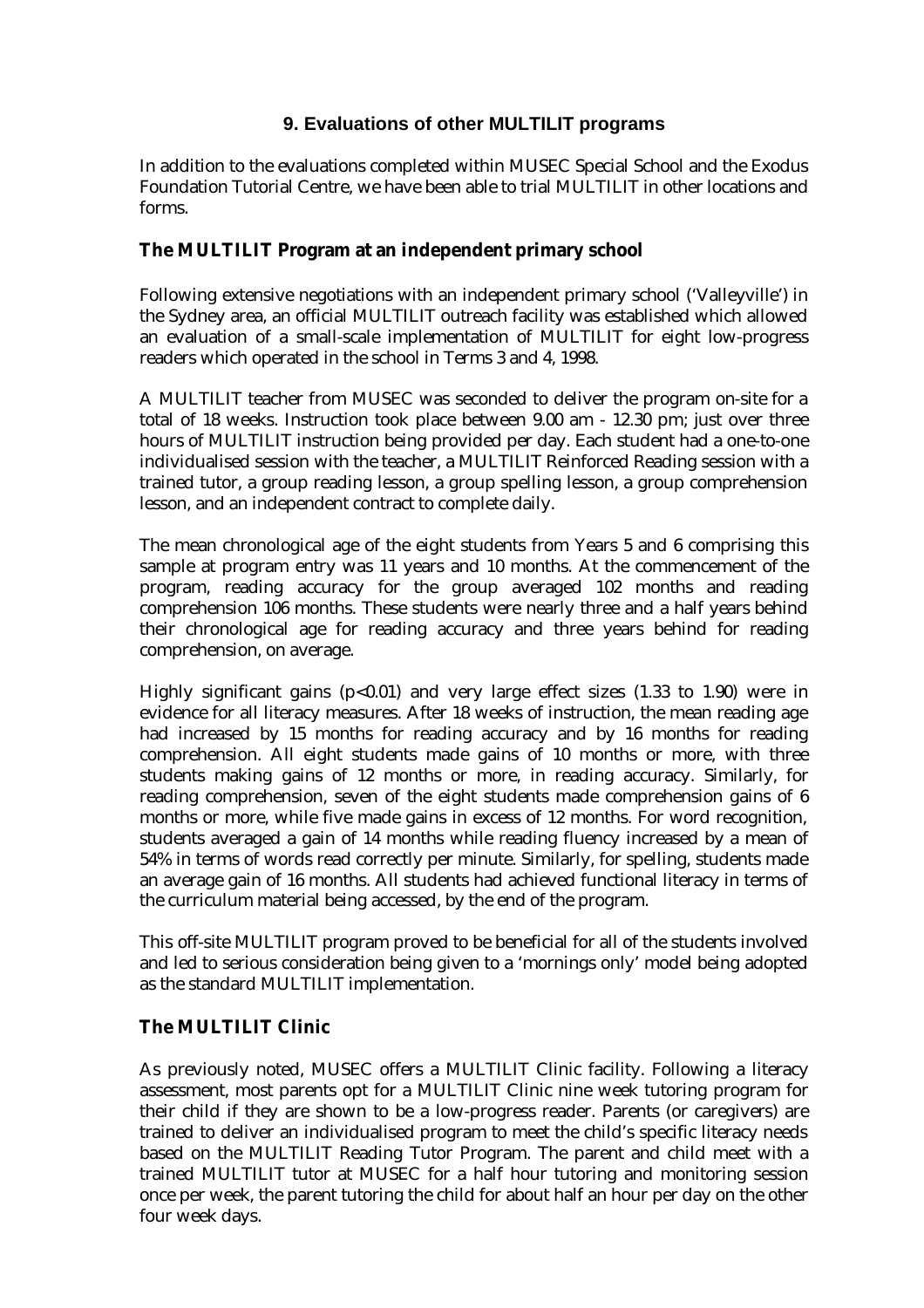## 9. Evaluations of other MULTILIT programs

In addition to the evaluations completed within MUSEC Special School and the Exodus Foundation Tutorial Centre, we have been able to trial MULTILIT in other locations and forms.

### The MULTILIT Program at an independent primary school

Following extensive negotiations with an independent primary school ('Valleyville') in the Sydney area, an official MULTILIT outreach facility was established which allowed an evaluation of a small-scale implementation of MULTILIT for eight low-progress readers which operated in the school in Terms 3 and 4, 1998.

A MULTILIT teacher from MUSEC was seconded to deliver the program on-site for a total of 18 weeks. Instruction took place between 9.00 am - 12.30 pm; just over three hours of MULTILIT instruction being provided per day. Each student had a one-to-one individualised session with the teacher, a MULTILIT Reinforced Reading session with a trained tutor, a group reading lesson, a group spelling lesson, a group comprehension lesson, and an independent contract to complete daily.

The mean chronological age of the eight students from Years 5 and 6 comprising this sample at program entry was 11 years and 10 months. At the commencement of the program, reading accuracy for the group averaged 102 months and reading comprehension 106 months. These students were nearly three and a half years behind their chronological age for reading accuracy and three years behind for reading comprehension, on average.

Highly significant gains ($p<0.01$) and very large effect sizes (1.33 to 1.90) were in evidence for all literacy measures. After 18 weeks of instruction, the mean reading age had increased by 15 months for reading accuracy and by 16 months for reading comprehension. All eight students made gains of 10 months or more, with three students making gains of 12 months or more, in reading accuracy. Similarly, for reading comprehension, seven of the eight students made comprehension gains of 6 months or more, while five made gains in excess of 12 months. For word recognition, students averaged a gain of 14 months while reading fluency increased by a mean of 54% in terms of words read correctly per minute. Similarly, for spelling, students made an average gain of 16 months. All students had achieved functional literacy in terms of the curriculum material being accessed, by the end of the program.

This off-site MULTILIT program proved to be beneficial for all of the students involved and led to serious consideration being given to a 'mornings only' model being adopted as the standard MULTILIT implementation.

### The MULTILIT Clinic

As previously noted, MUSEC offers a MULTILIT Clinic facility. Following a literacy assessment, most parents opt for a MULTILIT Clinic nine week tutoring program for their child if they are shown to be a low-progress reader. Parents (or caregivers) are trained to deliver an individualised program to meet the child's specific literacy needs based on the MULTILIT Reading Tutor Program. The parent and child meet with a trained MULTILIT tutor at MUSEC for a half hour tutoring and monitoring session once per week, the parent tutoring the child for about half an hour per day on the other four week days.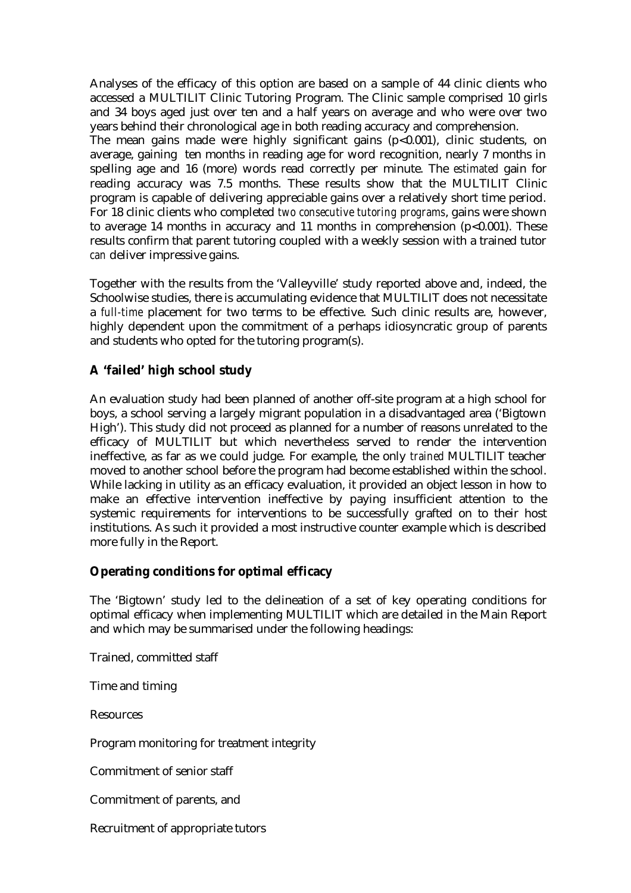Analyses of the efficacy of this option are based on a sample of 44 clinic clients who accessed a MULTILIT Clinic Tutoring Program. The Clinic sample comprised 10 girls and 34 boys aged just over ten and a half years on average and who were over two years behind their chronological age in both reading accuracy and comprehension.
The mean gains made were highly significant gains ($p<0.001$), clinic students, on average, gaining ten months in reading age for word recognition, nearly 7 months in spelling age and 16 (more) words read correctly per minute. The *estimated* gain for reading accuracy was 7.5 months. These results show that the MULTILIT Clinic program is capable of delivering appreciable gains over a relatively short time period. For 18 clinic clients who completed *two consecutive tutoring programs*, gains were shown to average 14 months in accuracy and 11 months in comprehension ($p<0.001$). These results confirm that parent tutoring coupled with a weekly session with a trained tutor *can* deliver impressive gains.

Together with the results from the 'Valleyville' study reported above and, indeed, the Schoolwise studies, there is accumulating evidence that MULTILIT does not necessitate a *full-time* placement for two terms to be effective. Such clinic results are, however, highly dependent upon the commitment of a perhaps idiosyncratic group of parents and students who opted for the tutoring program(s).

**A 'failed' high school study**

An evaluation study had been planned of another off-site program at a high school for boys, a school serving a largely migrant population in a disadvantaged area ('Bigtown High'). This study did not proceed as planned for a number of reasons unrelated to the efficacy of MULTILIT but which nevertheless served to render the intervention ineffective, as far as we could judge. For example, the only *trained* MULTILIT teacher moved to another school before the program had become established within the school. While lacking in utility as an efficacy evaluation, it provided an object lesson in how to make an effective intervention ineffective by paying insufficient attention to the systemic requirements for interventions to be successfully grafted on to their host institutions. As such it provided a most instructive counter example which is described more fully in the Report.

**Operating conditions for optimal efficacy**

The 'Bigtown' study led to the delineation of a set of key operating conditions for optimal efficacy when implementing MULTILIT which are detailed in the Main Report and which may be summarised under the following headings:

Trained, committed staff

Time and timing

Resources

Program monitoring for treatment integrity

Commitment of senior staff

Commitment of parents, and

Recruitment of appropriate tutors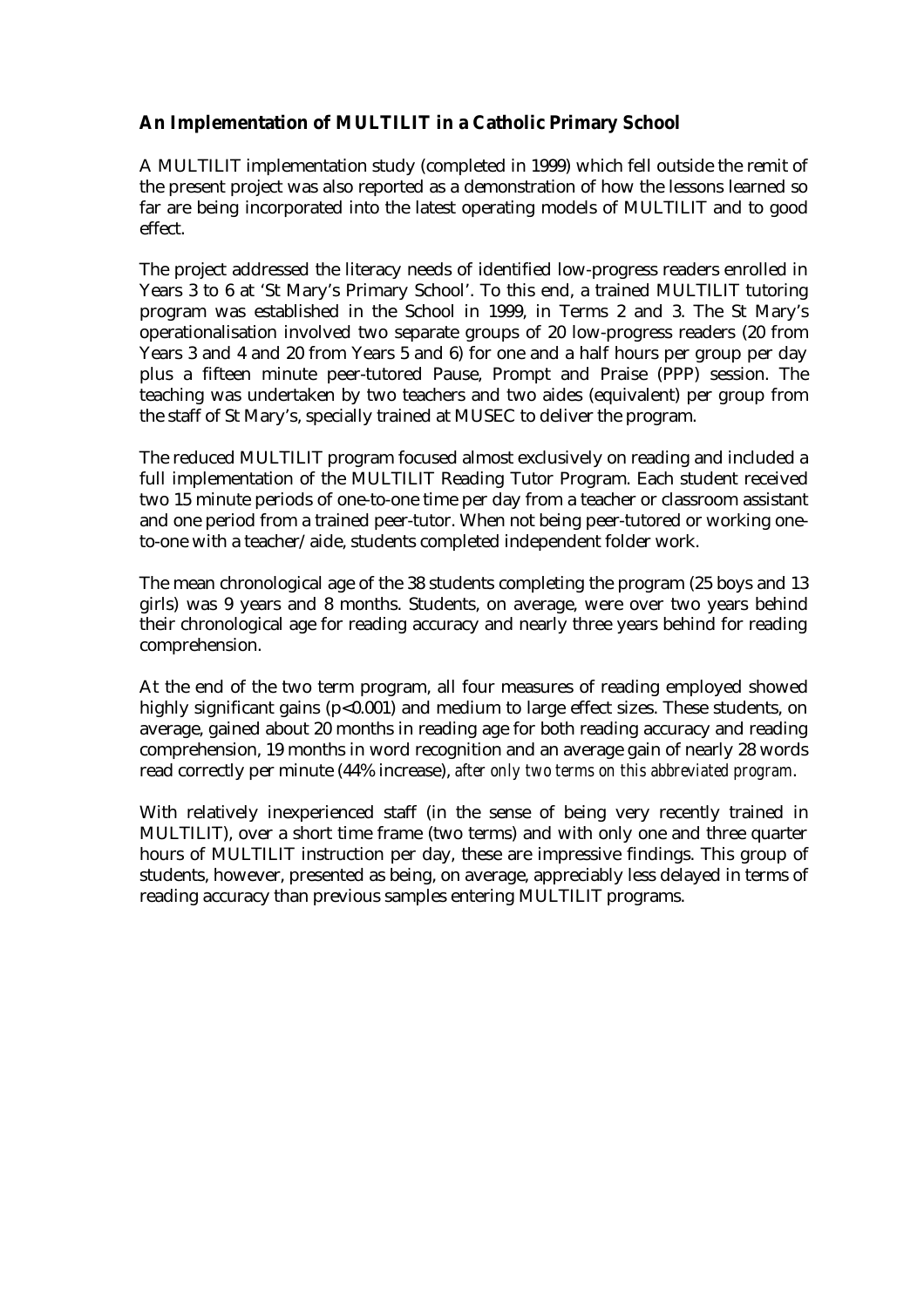### An Implementation of MULTILIT in a Catholic Primary School

A MULTILIT implementation study (completed in 1999) which fell outside the remit of the present project was also reported as a demonstration of how the lessons learned so far are being incorporated into the latest operating models of MULTILIT and to good effect.

The project addressed the literacy needs of identified low-progress readers enrolled in Years 3 to 6 at 'St Mary's Primary School'. To this end, a trained MULTILIT tutoring program was established in the School in 1999, in Terms 2 and 3. The St Mary's operationalisation involved two separate groups of 20 low-progress readers (20 from Years 3 and 4 and 20 from Years 5 and 6) for one and a half hours per group per day plus a fifteen minute peer-tutored Pause, Prompt and Praise (PPP) session. The teaching was undertaken by two teachers and two aides (equivalent) per group from the staff of St Mary's, specially trained at MUSEC to deliver the program.

The reduced MULTILIT program focused almost exclusively on reading and included a full implementation of the MULTILIT Reading Tutor Program. Each student received two 15 minute periods of one-to-one time per day from a teacher or classroom assistant and one period from a trained peer-tutor. When not being peer-tutored or working one-to-one with a teacher/aide, students completed independent folder work.

The mean chronological age of the 38 students completing the program (25 boys and 13 girls) was 9 years and 8 months. Students, on average, were over two years behind their chronological age for reading accuracy and nearly three years behind for reading comprehension.

At the end of the two term program, all four measures of reading employed showed highly significant gains ($p<0.001$) and medium to large effect sizes. These students, on average, gained about 20 months in reading age for both reading accuracy and reading comprehension, 19 months in word recognition and an average gain of nearly 28 words read correctly per minute (44% increase), *after only two terms on this abbreviated program*.

With relatively inexperienced staff (in the sense of being very recently trained in MULTILIT), over a short time frame (two terms) and with only one and three quarter hours of MULTILIT instruction per day, these are impressive findings. This group of students, however, presented as being, on average, appreciably less delayed in terms of reading accuracy than previous samples entering MULTILIT programs.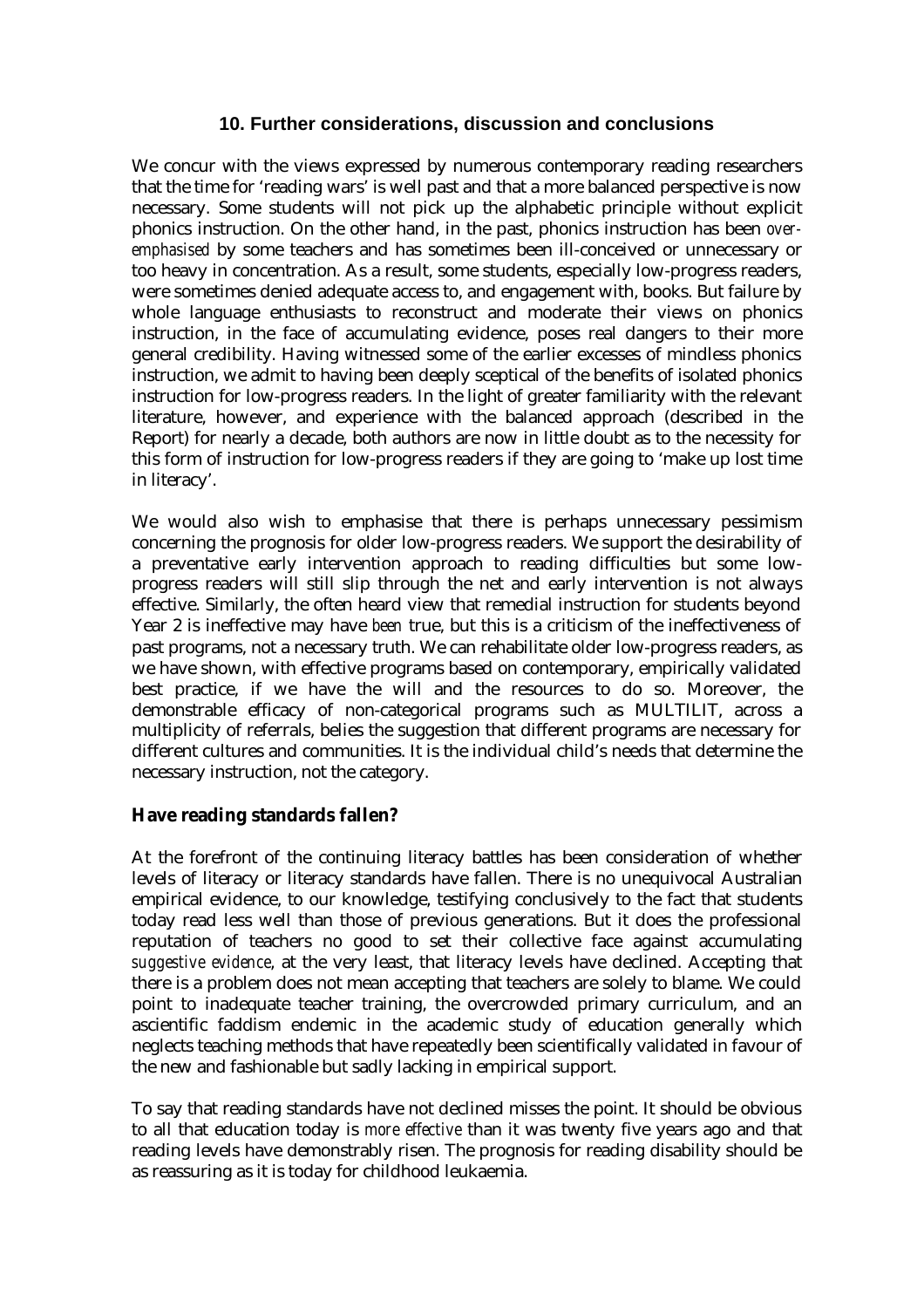### 10. Further considerations, discussion and conclusions

We concur with the views expressed by numerous contemporary reading researchers that the time for 'reading wars' is well past and that a more balanced perspective is now necessary. Some students will not pick up the alphabetic principle without explicit phonics instruction. On the other hand, in the past, phonics instruction has been *over-emphasised* by some teachers and has sometimes been ill-conceived or unnecessary or too heavy in concentration. As a result, some students, especially low-progress readers, were sometimes denied adequate access to, and engagement with, books. But failure by whole language enthusiasts to reconstruct and moderate their views on phonics instruction, in the face of accumulating evidence, poses real dangers to their more general credibility. Having witnessed some of the earlier excesses of mindless phonics instruction, we admit to having been deeply sceptical of the benefits of isolated phonics instruction for low-progress readers. In the light of greater familiarity with the relevant literature, however, and experience with the balanced approach (described in the Report) for nearly a decade, both authors are now in little doubt as to the necessity for this form of instruction for low-progress readers if they are going to 'make up lost time in literacy'.

We would also wish to emphasise that there is perhaps unnecessary pessimism concerning the prognosis for older low-progress readers. We support the desirability of a preventative early intervention approach to reading difficulties but some low-progress readers will still slip through the net and early intervention is not always effective. Similarly, the often heard view that remedial instruction for students beyond Year 2 is ineffective may have *been* true, but this is a criticism of the ineffectiveness of past programs, not a necessary truth. We can rehabilitate older low-progress readers, as we have shown, with effective programs based on contemporary, empirically validated best practice, if we have the will and the resources to do so. Moreover, the demonstrable efficacy of non-categorical programs such as MULTILIT, across a multiplicity of referrals, belies the suggestion that different programs are necessary for different cultures and communities. It is the individual child's needs that determine the necessary instruction, not the category.

**Have reading standards fallen?**

At the forefront of the continuing literacy battles has been consideration of whether levels of literacy or literacy standards have fallen. There is no unequivocal Australian empirical evidence, to our knowledge, testifying conclusively to the fact that students today read less well than those of previous generations. But it does the professional reputation of teachers no good to set their collective face against accumulating *suggestive evidence*, at the very least, that literacy levels have declined. Accepting that there is a problem does not mean accepting that teachers are solely to blame. We could point to inadequate teacher training, the overcrowded primary curriculum, and an ascientific faddism endemic in the academic study of education generally which neglects teaching methods that have repeatedly been scientifically validated in favour of the new and fashionable but sadly lacking in empirical support.

To say that reading standards have not declined misses the point. It should be obvious to all that education today is *more effective* than it was twenty five years ago and that reading levels have demonstrably risen. The prognosis for reading disability should be as reassuring as it is today for childhood leukaemia.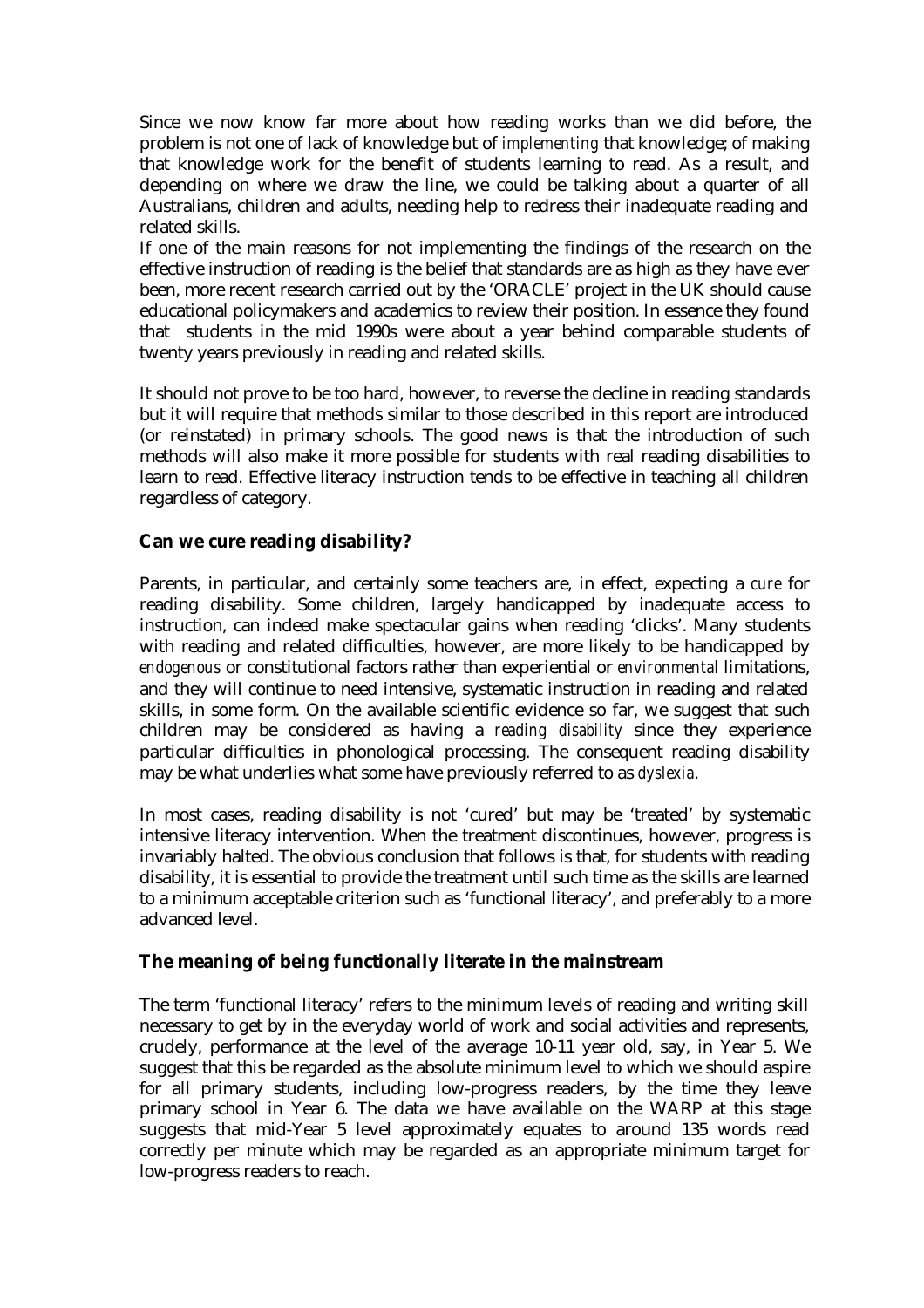Since we now know far more about how reading works than we did before, the problem is not one of lack of knowledge but of *implementing* that knowledge; of making that knowledge work for the benefit of students learning to read. As a result, and depending on where we draw the line, we could be talking about a quarter of all Australians, children and adults, needing help to redress their inadequate reading and related skills.

If one of the main reasons for not implementing the findings of the research on the effective instruction of reading is the belief that standards are as high as they have ever been, more recent research carried out by the 'ORACLE' project in the UK should cause educational policymakers and academics to review their position. In essence they found that students in the mid 1990s were about a year behind comparable students of twenty years previously in reading and related skills.

It should not prove to be too hard, however, to reverse the decline in reading standards but it will require that methods similar to those described in this report are introduced (or reinstated) in primary schools. The good news is that the introduction of such methods will also make it more possible for students with real reading disabilities to learn to read. Effective literacy instruction tends to be effective in teaching all children regardless of category.

**Can we cure reading disability?**

Parents, in particular, and certainly some teachers are, in effect, expecting a *cure* for reading disability. Some children, largely handicapped by inadequate access to instruction, can indeed make spectacular gains when reading 'clicks'. Many students with reading and related difficulties, however, are more likely to be handicapped by *endogenous* or constitutional factors rather than experiential or *environmental* limitations, and they will continue to need intensive, systematic instruction in reading and related skills, in some form. On the available scientific evidence so far, we suggest that such children may be considered as having a *reading disability* since they experience particular difficulties in phonological processing. The consequent reading disability may be what underlies what some have previously referred to as *dyslexia*.

In most cases, reading disability is not 'cured' but may be 'treated' by systematic intensive literacy intervention. When the treatment discontinues, however, progress is invariably halted. The obvious conclusion that follows is that, for students with reading disability, it is essential to provide the treatment until such time as the skills are learned to a minimum acceptable criterion such as 'functional literacy', and preferably to a more advanced level.

**The meaning of being functionally literate in the mainstream**

The term 'functional literacy' refers to the minimum levels of reading and writing skill necessary to get by in the everyday world of work and social activities and represents, crudely, performance at the level of the average 10-11 year old, say, in Year 5. We suggest that this be regarded as the absolute minimum level to which we should aspire for all primary students, including low-progress readers, by the time they leave primary school in Year 6. The data we have available on the WARP at this stage suggests that mid-Year 5 level approximately equates to around 135 words read correctly per minute which may be regarded as an appropriate minimum target for low-progress readers to reach.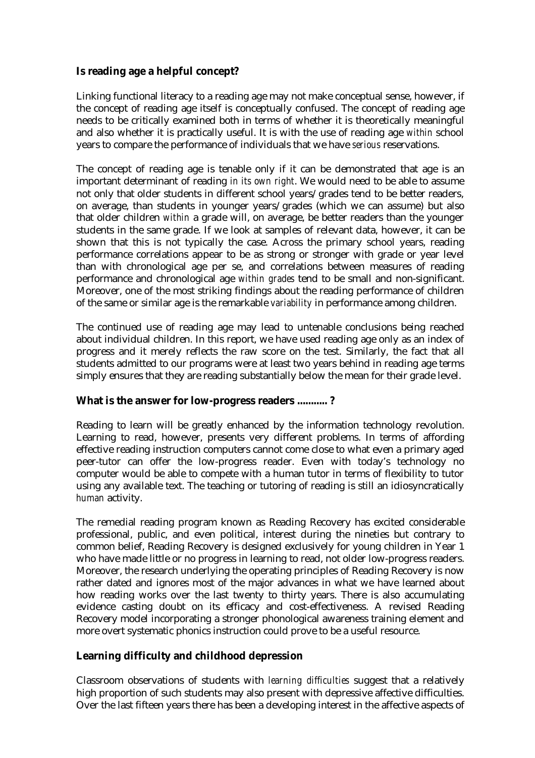**Is reading age a helpful concept?**

Linking functional literacy to a reading age may not make conceptual sense, however, if the concept of reading age itself is conceptually confused. The concept of reading age needs to be critically examined both in terms of whether it is theoretically meaningful and also whether it is practically useful. It is with the use of reading age *within* school years to compare the performance of individuals that we have *serious* reservations.

The concept of reading age is tenable only if it can be demonstrated that age is an important determinant of reading *in its own right*. We would need to be able to assume not only that older students in different school years/grades tend to be better readers, on average, than students in younger years/grades (which we can assume) but also that older children *within* a grade will, on average, be better readers than the younger students in the same grade. If we look at samples of relevant data, however, it can be shown that this is not typically the case. Across the primary school years, reading performance correlations appear to be as strong or stronger with grade or year level than with chronological age per se, and correlations between measures of reading performance and chronological age *within grades* tend to be small and non-significant. Moreover, one of the most striking findings about the reading performance of children of the same or similar age is the remarkable *variability* in performance among children.

The continued use of reading age may lead to untenable conclusions being reached about individual children. In this report, we have used reading age only as an index of progress and it merely reflects the raw score on the test. Similarly, the fact that all students admitted to our programs were at least two years behind in reading age terms simply ensures that they are reading substantially below the mean for their grade level.

**What is the answer for low-progress readers ........... ?**

Reading to learn will be greatly enhanced by the information technology revolution. Learning to read, however, presents very different problems. In terms of affording effective reading instruction computers cannot come close to what even a primary aged peer-tutor can offer the low-progress reader. Even with today's technology no computer would be able to compete with a human tutor in terms of flexibility to tutor using any available text. The teaching or tutoring of reading is still an idiosyncratically *human* activity.

The remedial reading program known as Reading Recovery has excited considerable professional, public, and even political, interest during the nineties but contrary to common belief, Reading Recovery is designed exclusively for young children in Year 1 who have made little or no progress in learning to read, not older low-progress readers. Moreover, the research underlying the operating principles of Reading Recovery is now rather dated and ignores most of the major advances in what we have learned about how reading works over the last twenty to thirty years. There is also accumulating evidence casting doubt on its efficacy and cost-effectiveness. A revised Reading Recovery model incorporating a stronger phonological awareness training element and more overt systematic phonics instruction could prove to be a useful resource.

**Learning difficulty and childhood depression**

Classroom observations of students with *learning difficulties* suggest that a relatively high proportion of such students may also present with depressive affective difficulties. Over the last fifteen years there has been a developing interest in the affective aspects of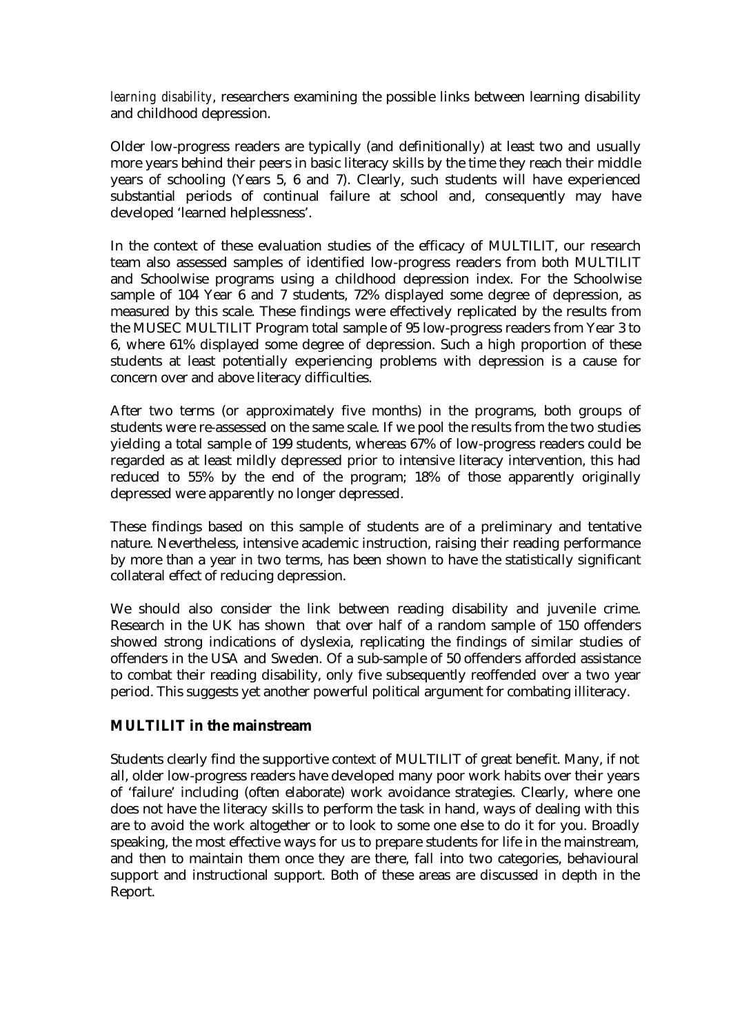*learning disability*, researchers examining the possible links between learning disability and childhood depression.

Older low-progress readers are typically (and definitionally) at least two and usually more years behind their peers in basic literacy skills by the time they reach their middle years of schooling (Years 5, 6 and 7). Clearly, such students will have experienced substantial periods of continual failure at school and, consequently may have developed 'learned helplessness'.

In the context of these evaluation studies of the efficacy of MULTILIT, our research team also assessed samples of identified low-progress readers from both MULTILIT and Schoolwise programs using a childhood depression index. For the Schoolwise sample of 104 Year 6 and 7 students, 72% displayed some degree of depression, as measured by this scale. These findings were effectively replicated by the results from the MUSEC MULTILIT Program total sample of 95 low-progress readers from Year 3 to 6, where 61% displayed some degree of depression. Such a high proportion of these students at least potentially experiencing problems with depression is a cause for concern over and above literacy difficulties.

After two terms (or approximately five months) in the programs, both groups of students were re-assessed on the same scale. If we pool the results from the two studies yielding a total sample of 199 students, whereas 67% of low-progress readers could be regarded as at least mildly depressed prior to intensive literacy intervention, this had reduced to 55% by the end of the program; 18% of those apparently originally depressed were apparently no longer depressed.

These findings based on this sample of students are of a preliminary and tentative nature. Nevertheless, intensive academic instruction, raising their reading performance by more than a year in two terms, has been shown to have the statistically significant collateral effect of reducing depression.

We should also consider the link between reading disability and juvenile crime. Research in the UK has shown that over half of a random sample of 150 offenders showed strong indications of dyslexia, replicating the findings of similar studies of offenders in the USA and Sweden. Of a sub-sample of 50 offenders afforded assistance to combat their reading disability, only five subsequently reoffended over a two year period. This suggests yet another powerful political argument for combating illiteracy.

**MULTILIT in the mainstream**

Students clearly find the supportive context of MULTILIT of great benefit. Many, if not all, older low-progress readers have developed many poor work habits over their years of 'failure' including (often elaborate) work avoidance strategies. Clearly, where one does not have the literacy skills to perform the task in hand, ways of dealing with this are to avoid the work altogether or to look to some one else to do it for you. Broadly speaking, the most effective ways for us to prepare students for life in the mainstream, and then to maintain them once they are there, fall into two categories, behavioural support and instructional support. Both of these areas are discussed in depth in the Report.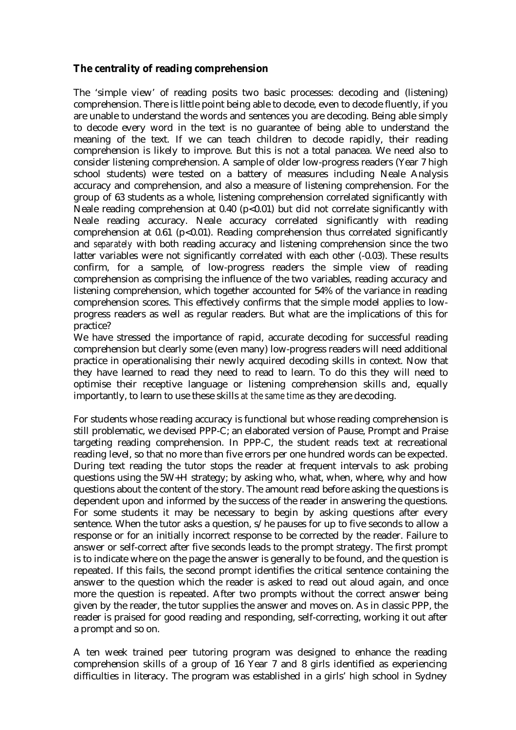**The centrality of reading comprehension**

The 'simple view' of reading posits two basic processes: decoding and (listening) comprehension. There is little point being able to decode, even to decode fluently, if you are unable to understand the words and sentences you are decoding. Being able simply to decode every word in the text is no guarantee of being able to understand the meaning of the text. If we can teach children to decode rapidly, their reading comprehension is likely to improve. But this is not a total panacea. We need also to consider listening comprehension. A sample of older low-progress readers (Year 7 high school students) were tested on a battery of measures including Neale Analysis accuracy and comprehension, and also a measure of listening comprehension. For the group of 63 students as a whole, listening comprehension correlated significantly with Neale reading comprehension at 0.40 ($p<0.01$) but did not correlate significantly with Neale reading accuracy. Neale accuracy correlated significantly with reading comprehension at 0.61 ($p<0.01$). Reading comprehension thus correlated significantly and *separately* with both reading accuracy and listening comprehension since the two latter variables were not significantly correlated with each other (-0.03). These results confirm, for a sample, of low-progress readers the simple view of reading comprehension as comprising the influence of the two variables, reading accuracy and listening comprehension, which together accounted for 54% of the variance in reading comprehension scores. This effectively confirms that the simple model applies to low-progress readers as well as regular readers. But what are the implications of this for practice?

We have stressed the importance of rapid, accurate decoding for successful reading comprehension but clearly some (even many) low-progress readers will need additional practice in operationalising their newly acquired decoding skills in context. Now that they have learned to read they need to read to learn. To do this they will need to optimise their receptive language or listening comprehension skills and, equally importantly, to learn to use these skills *at the same time* as they are decoding.

For students whose reading accuracy is functional but whose reading comprehension is still problematic, we devised PPP-C; an elaborated version of Pause, Prompt and Praise targeting reading comprehension. In PPP-C, the student reads text at recreational reading level, so that no more than five errors per one hundred words can be expected. During text reading the tutor stops the reader at frequent intervals to ask probing questions using the 5W+H strategy; by asking who, what, when, where, why and how questions about the content of the story. The amount read before asking the questions is dependent upon and informed by the success of the reader in answering the questions. For some students it may be necessary to begin by asking questions after every sentence. When the tutor asks a question, s/he pauses for up to five seconds to allow a response or for an initially incorrect response to be corrected by the reader. Failure to answer or self-correct after five seconds leads to the prompt strategy. The first prompt is to indicate where on the page the answer is generally to be found, and the question is repeated. If this fails, the second prompt identifies the critical sentence containing the answer to the question which the reader is asked to read out aloud again, and once more the question is repeated. After two prompts without the correct answer being given by the reader, the tutor supplies the answer and moves on. As in classic PPP, the reader is praised for good reading and responding, self-correcting, working it out after a prompt and so on.

A ten week trained peer tutoring program was designed to enhance the reading comprehension skills of a group of 16 Year 7 and 8 girls identified as experiencing difficulties in literacy. The program was established in a girls' high school in Sydney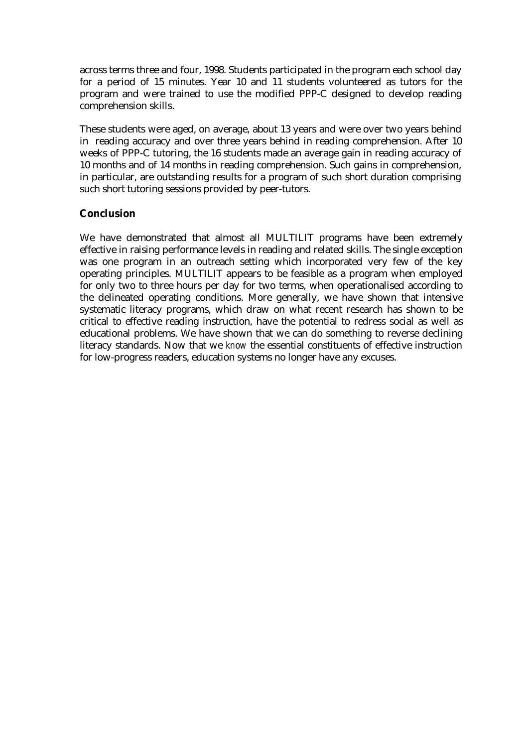across terms three and four, 1998. Students participated in the program each school day for a period of 15 minutes. Year 10 and 11 students volunteered as tutors for the program and were trained to use the modified PPP-C designed to develop reading comprehension skills.

These students were aged, on average, about 13 years and were over two years behind in reading accuracy and over three years behind in reading comprehension. After 10 weeks of PPP-C tutoring, the 16 students made an average gain in reading accuracy of 10 months and of 14 months in reading comprehension. Such gains in comprehension, in particular, are outstanding results for a program of such short duration comprising such short tutoring sessions provided by peer-tutors.

## Conclusion

We have demonstrated that almost all MULTILIT programs have been extremely effective in raising performance levels in reading and related skills. The single exception was one program in an outreach setting which incorporated very few of the key operating principles. MULTILIT appears to be feasible as a program when employed for only two to three hours per day for two terms, when operationalised according to the delineated operating conditions. More generally, we have shown that intensive systematic literacy programs, which draw on what recent research has shown to be critical to effective reading instruction, have the potential to redress social as well as educational problems. We have shown that we can do something to reverse declining literacy standards. Now that we *know* the essential constituents of effective instruction for low-progress readers, education systems no longer have any excuses.